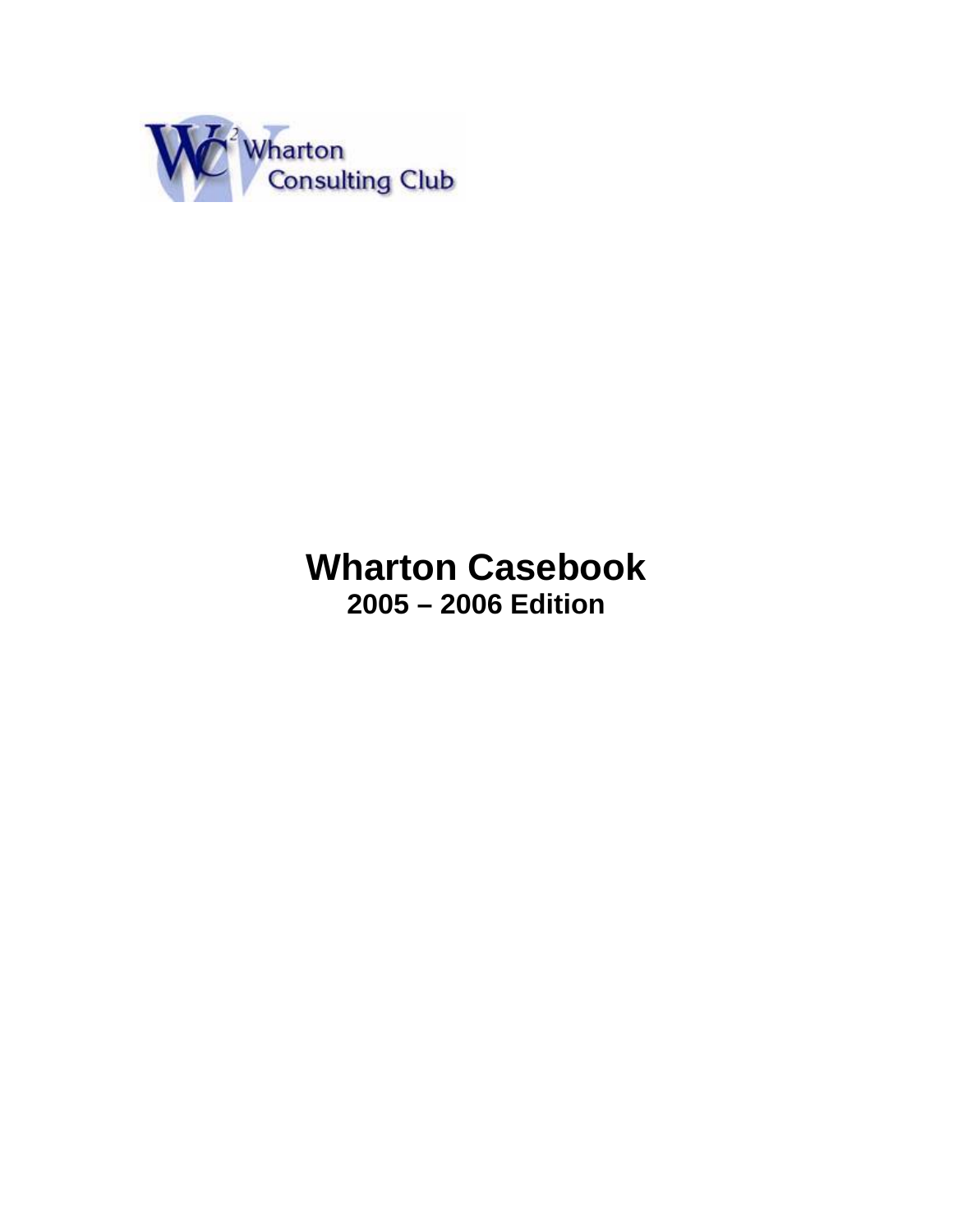Wharton Consulting Club

# Wharton Casebook

## 2005 – 2006 Edition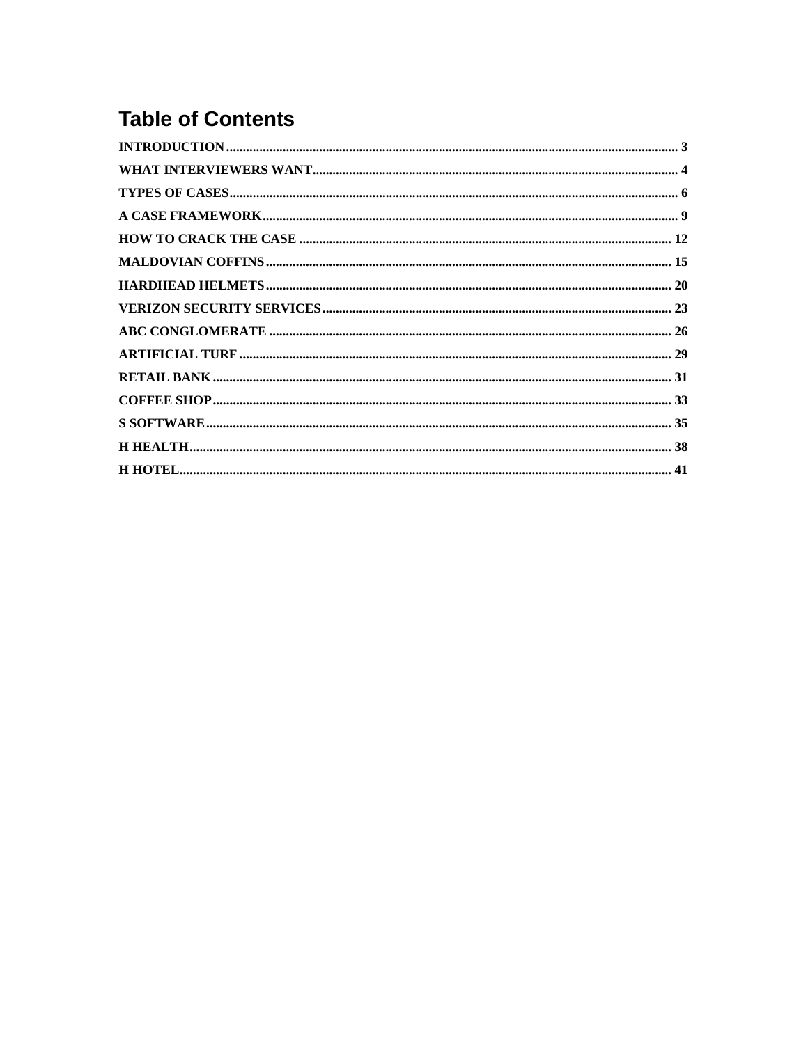# Table of Contents

INTRODUCTION ........................................................................ 3
WHAT INTERVIEWERS WANT ........................................................................ 4
TYPES OF CASES ........................................................................ 6
A CASE FRAMEWORK ........................................................................ 9
HOW TO CRACK THE CASE ........................................................................ 12
MALDOVIAN COFFINS ........................................................................ 15
HARDHEAD HELMETS ........................................................................ 20
VERIZON SECURITY SERVICES ........................................................................ 23
ABC CONGLOMERATE ........................................................................ 26
ARTIFICIAL TURF ........................................................................ 29
RETAIL BANK ........................................................................ 31
COFFEE SHOP ........................................................................ 33
S SOFTWARE ........................................................................ 35
H HEALTH ........................................................................ 38
H HOTEL ........................................................................ 41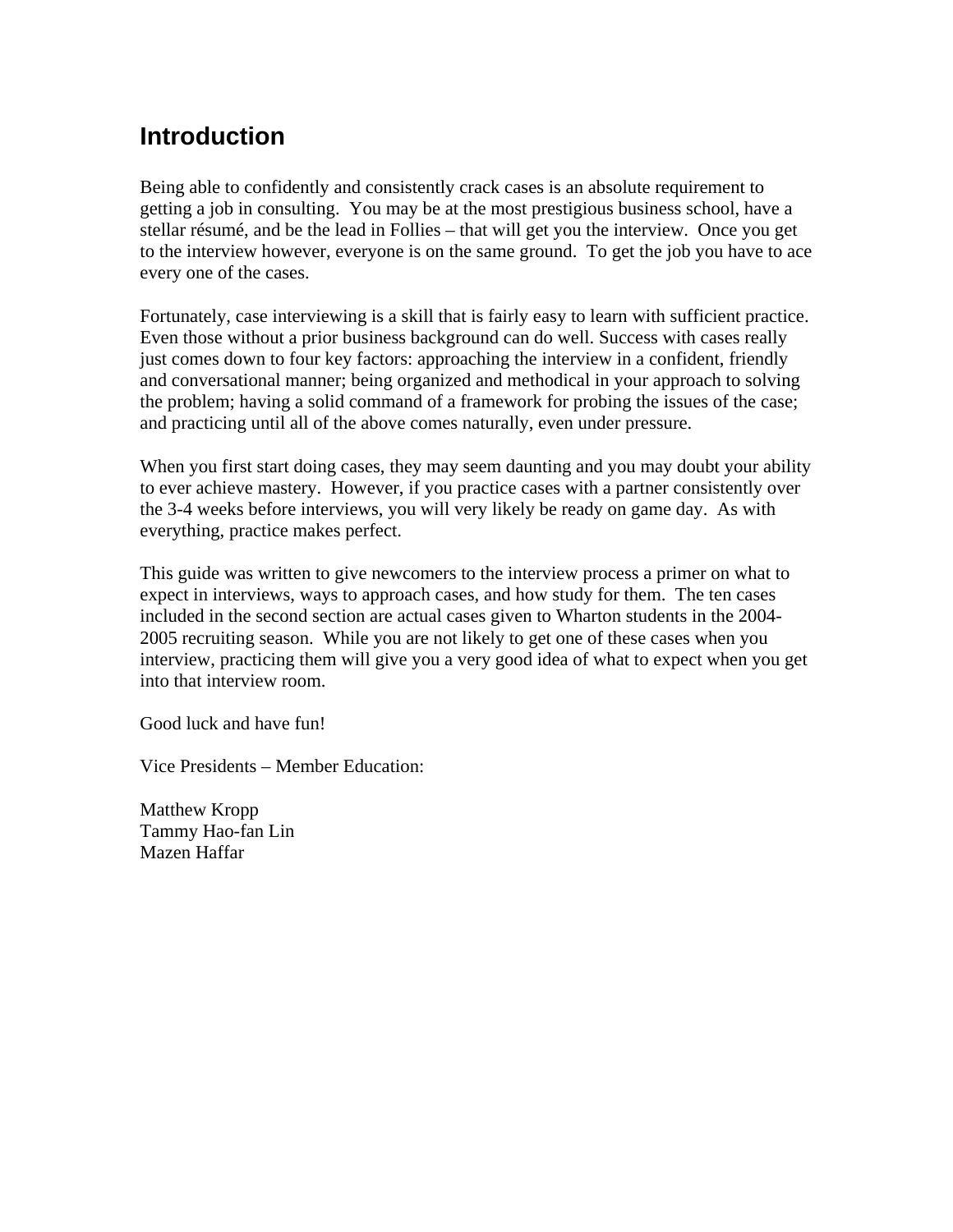# Introduction

Being able to confidently and consistently crack cases is an absolute requirement to getting a job in consulting. You may be at the most prestigious business school, have a stellar résumé, and be the lead in Follies – that will get you the interview. Once you get to the interview however, everyone is on the same ground. To get the job you have to ace every one of the cases.

Fortunately, case interviewing is a skill that is fairly easy to learn with sufficient practice. Even those without a prior business background can do well. Success with cases really just comes down to four key factors: approaching the interview in a confident, friendly and conversational manner; being organized and methodical in your approach to solving the problem; having a solid command of a framework for probing the issues of the case; and practicing until all of the above comes naturally, even under pressure.

When you first start doing cases, they may seem daunting and you may doubt your ability to ever achieve mastery. However, if you practice cases with a partner consistently over the 3-4 weeks before interviews, you will very likely be ready on game day. As with everything, practice makes perfect.

This guide was written to give newcomers to the interview process a primer on what to expect in interviews, ways to approach cases, and how study for them. The ten cases included in the second section are actual cases given to Wharton students in the 2004-2005 recruiting season. While you are not likely to get one of these cases when you interview, practicing them will give you a very good idea of what to expect when you get into that interview room.

Good luck and have fun!

Vice Presidents – Member Education:

Matthew Kropp
Tammy Hao-fan Lin
Mazen Haffar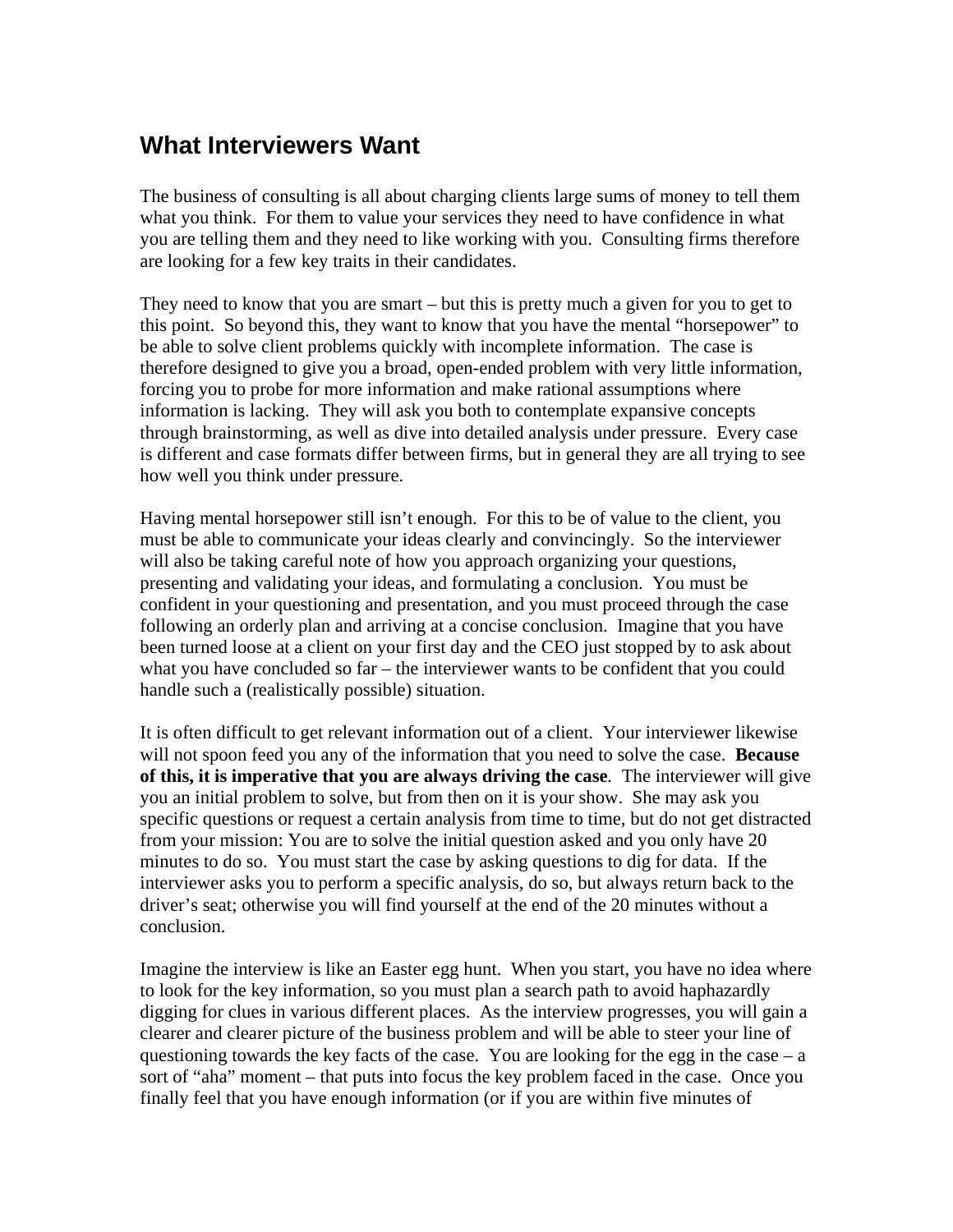## What Interviewers Want

The business of consulting is all about charging clients large sums of money to tell them what you think. For them to value your services they need to have confidence in what you are telling them and they need to like working with you. Consulting firms therefore are looking for a few key traits in their candidates.

They need to know that you are smart – but this is pretty much a given for you to get to this point. So beyond this, they want to know that you have the mental "horsepower" to be able to solve client problems quickly with incomplete information. The case is therefore designed to give you a broad, open-ended problem with very little information, forcing you to probe for more information and make rational assumptions where information is lacking. They will ask you both to contemplate expansive concepts through brainstorming, as well as dive into detailed analysis under pressure. Every case is different and case formats differ between firms, but in general they are all trying to see how well you think under pressure.

Having mental horsepower still isn't enough. For this to be of value to the client, you must be able to communicate your ideas clearly and convincingly. So the interviewer will also be taking careful note of how you approach organizing your questions, presenting and validating your ideas, and formulating a conclusion. You must be confident in your questioning and presentation, and you must proceed through the case following an orderly plan and arriving at a concise conclusion. Imagine that you have been turned loose at a client on your first day and the CEO just stopped by to ask about what you have concluded so far – the interviewer wants to be confident that you could handle such a (realistically possible) situation.

It is often difficult to get relevant information out of a client. Your interviewer likewise will not spoon feed you any of the information that you need to solve the case. **Because of this, it is imperative that you are always driving the case**. The interviewer will give you an initial problem to solve, but from then on it is your show. She may ask you specific questions or request a certain analysis from time to time, but do not get distracted from your mission: You are to solve the initial question asked and you only have 20 minutes to do so. You must start the case by asking questions to dig for data. If the interviewer asks you to perform a specific analysis, do so, but always return back to the driver's seat; otherwise you will find yourself at the end of the 20 minutes without a conclusion.

Imagine the interview is like an Easter egg hunt. When you start, you have no idea where to look for the key information, so you must plan a search path to avoid haphazardly digging for clues in various different places. As the interview progresses, you will gain a clearer and clearer picture of the business problem and will be able to steer your line of questioning towards the key facts of the case. You are looking for the egg in the case – a sort of "aha" moment – that puts into focus the key problem faced in the case. Once you finally feel that you have enough information (or if you are within five minutes of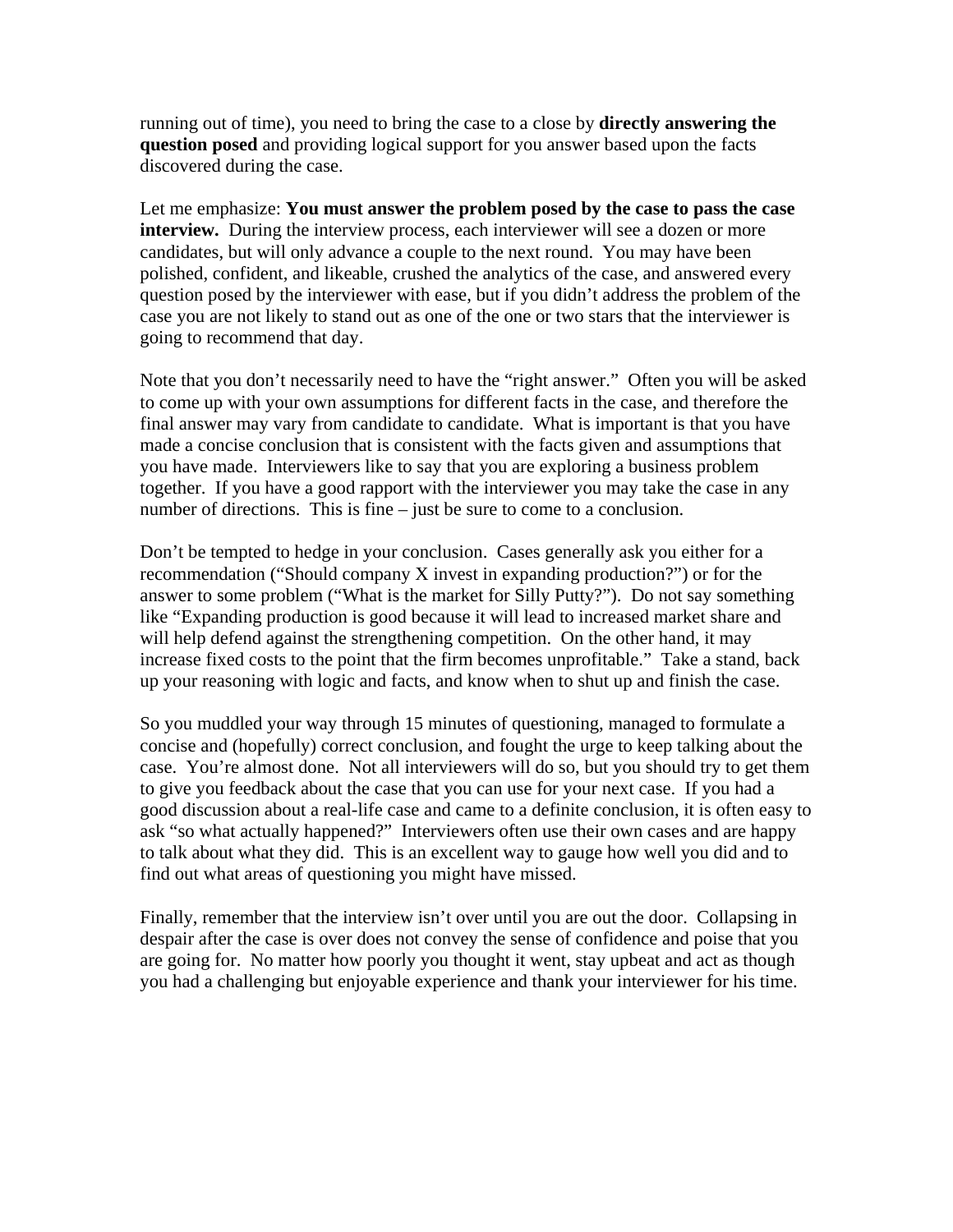running out of time), you need to bring the case to a close by **directly answering the question posed** and providing logical support for you answer based upon the facts discovered during the case.

Let me emphasize: **You must answer the problem posed by the case to pass the case interview.** During the interview process, each interviewer will see a dozen or more candidates, but will only advance a couple to the next round. You may have been polished, confident, and likeable, crushed the analytics of the case, and answered every question posed by the interviewer with ease, but if you didn't address the problem of the case you are not likely to stand out as one of the one or two stars that the interviewer is going to recommend that day.

Note that you don't necessarily need to have the "right answer." Often you will be asked to come up with your own assumptions for different facts in the case, and therefore the final answer may vary from candidate to candidate. What is important is that you have made a concise conclusion that is consistent with the facts given and assumptions that you have made. Interviewers like to say that you are exploring a business problem together. If you have a good rapport with the interviewer you may take the case in any number of directions. This is fine – just be sure to come to a conclusion.

Don't be tempted to hedge in your conclusion. Cases generally ask you either for a recommendation ("Should company X invest in expanding production?") or for the answer to some problem ("What is the market for Silly Putty?"). Do not say something like "Expanding production is good because it will lead to increased market share and will help defend against the strengthening competition. On the other hand, it may increase fixed costs to the point that the firm becomes unprofitable." Take a stand, back up your reasoning with logic and facts, and know when to shut up and finish the case.

So you muddled your way through 15 minutes of questioning, managed to formulate a concise and (hopefully) correct conclusion, and fought the urge to keep talking about the case. You're almost done. Not all interviewers will do so, but you should try to get them to give you feedback about the case that you can use for your next case. If you had a good discussion about a real-life case and came to a definite conclusion, it is often easy to ask "so what actually happened?" Interviewers often use their own cases and are happy to talk about what they did. This is an excellent way to gauge how well you did and to find out what areas of questioning you might have missed.

Finally, remember that the interview isn't over until you are out the door. Collapsing in despair after the case is over does not convey the sense of confidence and poise that you are going for. No matter how poorly you thought it went, stay upbeat and act as though you had a challenging but enjoyable experience and thank your interviewer for his time.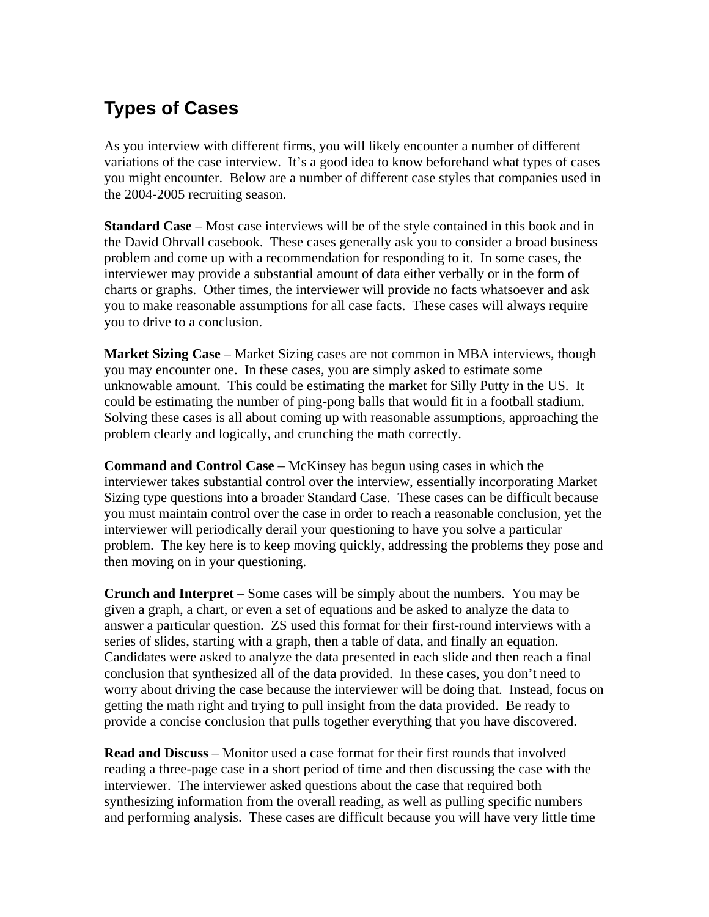# Types of Cases

As you interview with different firms, you will likely encounter a number of different variations of the case interview. It's a good idea to know beforehand what types of cases you might encounter. Below are a number of different case styles that companies used in the 2004-2005 recruiting season.

**Standard Case** – Most case interviews will be of the style contained in this book and in the David Ohrvall casebook. These cases generally ask you to consider a broad business problem and come up with a recommendation for responding to it. In some cases, the interviewer may provide a substantial amount of data either verbally or in the form of charts or graphs. Other times, the interviewer will provide no facts whatsoever and ask you to make reasonable assumptions for all case facts. These cases will always require you to drive to a conclusion.

**Market Sizing Case** – Market Sizing cases are not common in MBA interviews, though you may encounter one. In these cases, you are simply asked to estimate some unknowable amount. This could be estimating the market for Silly Putty in the US. It could be estimating the number of ping-pong balls that would fit in a football stadium. Solving these cases is all about coming up with reasonable assumptions, approaching the problem clearly and logically, and crunching the math correctly.

**Command and Control Case** – McKinsey has begun using cases in which the interviewer takes substantial control over the interview, essentially incorporating Market Sizing type questions into a broader Standard Case. These cases can be difficult because you must maintain control over the case in order to reach a reasonable conclusion, yet the interviewer will periodically derail your questioning to have you solve a particular problem. The key here is to keep moving quickly, addressing the problems they pose and then moving on in your questioning.

**Crunch and Interpret** – Some cases will be simply about the numbers. You may be given a graph, a chart, or even a set of equations and be asked to analyze the data to answer a particular question. ZS used this format for their first-round interviews with a series of slides, starting with a graph, then a table of data, and finally an equation. Candidates were asked to analyze the data presented in each slide and then reach a final conclusion that synthesized all of the data provided. In these cases, you don't need to worry about driving the case because the interviewer will be doing that. Instead, focus on getting the math right and trying to pull insight from the data provided. Be ready to provide a concise conclusion that pulls together everything that you have discovered.

**Read and Discuss** – Monitor used a case format for their first rounds that involved reading a three-page case in a short period of time and then discussing the case with the interviewer. The interviewer asked questions about the case that required both synthesizing information from the overall reading, as well as pulling specific numbers and performing analysis. These cases are difficult because you will have very little time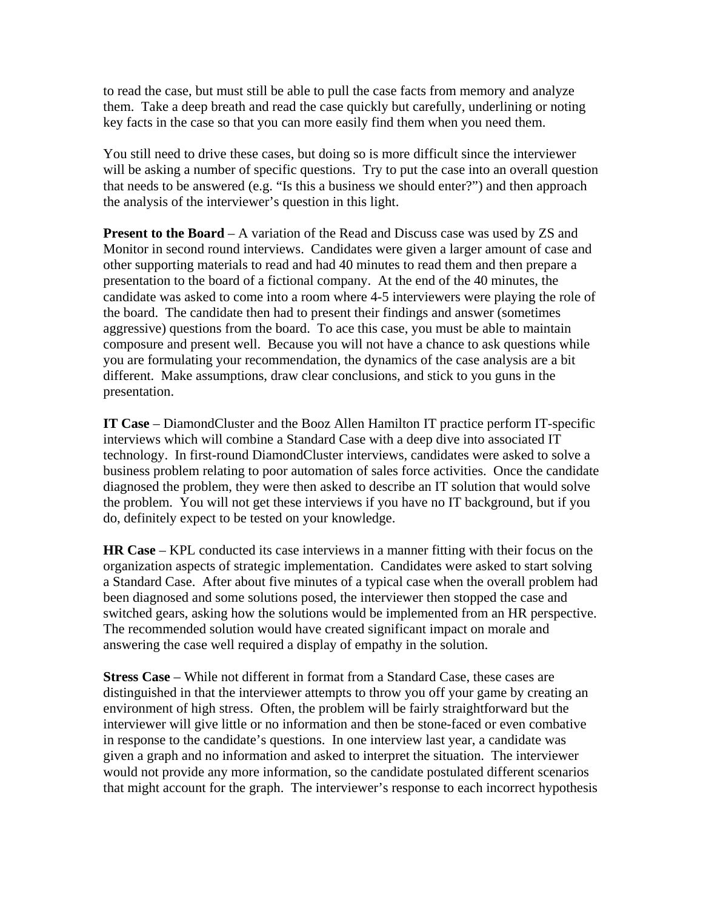to read the case, but must still be able to pull the case facts from memory and analyze them. Take a deep breath and read the case quickly but carefully, underlining or noting key facts in the case so that you can more easily find them when you need them.

You still need to drive these cases, but doing so is more difficult since the interviewer will be asking a number of specific questions. Try to put the case into an overall question that needs to be answered (e.g. "Is this a business we should enter?") and then approach the analysis of the interviewer's question in this light.

**Present to the Board** – A variation of the Read and Discuss case was used by ZS and Monitor in second round interviews. Candidates were given a larger amount of case and other supporting materials to read and had 40 minutes to read them and then prepare a presentation to the board of a fictional company. At the end of the 40 minutes, the candidate was asked to come into a room where 4-5 interviewers were playing the role of the board. The candidate then had to present their findings and answer (sometimes aggressive) questions from the board. To ace this case, you must be able to maintain composure and present well. Because you will not have a chance to ask questions while you are formulating your recommendation, the dynamics of the case analysis are a bit different. Make assumptions, draw clear conclusions, and stick to you guns in the presentation.

**IT Case** – DiamondCluster and the Booz Allen Hamilton IT practice perform IT-specific interviews which will combine a Standard Case with a deep dive into associated IT technology. In first-round DiamondCluster interviews, candidates were asked to solve a business problem relating to poor automation of sales force activities. Once the candidate diagnosed the problem, they were then asked to describe an IT solution that would solve the problem. You will not get these interviews if you have no IT background, but if you do, definitely expect to be tested on your knowledge.

**HR Case** – KPL conducted its case interviews in a manner fitting with their focus on the organization aspects of strategic implementation. Candidates were asked to start solving a Standard Case. After about five minutes of a typical case when the overall problem had been diagnosed and some solutions posed, the interviewer then stopped the case and switched gears, asking how the solutions would be implemented from an HR perspective. The recommended solution would have created significant impact on morale and answering the case well required a display of empathy in the solution.

**Stress Case** – While not different in format from a Standard Case, these cases are distinguished in that the interviewer attempts to throw you off your game by creating an environment of high stress. Often, the problem will be fairly straightforward but the interviewer will give little or no information and then be stone-faced or even combative in response to the candidate's questions. In one interview last year, a candidate was given a graph and no information and asked to interpret the situation. The interviewer would not provide any more information, so the candidate postulated different scenarios that might account for the graph. The interviewer's response to each incorrect hypothesis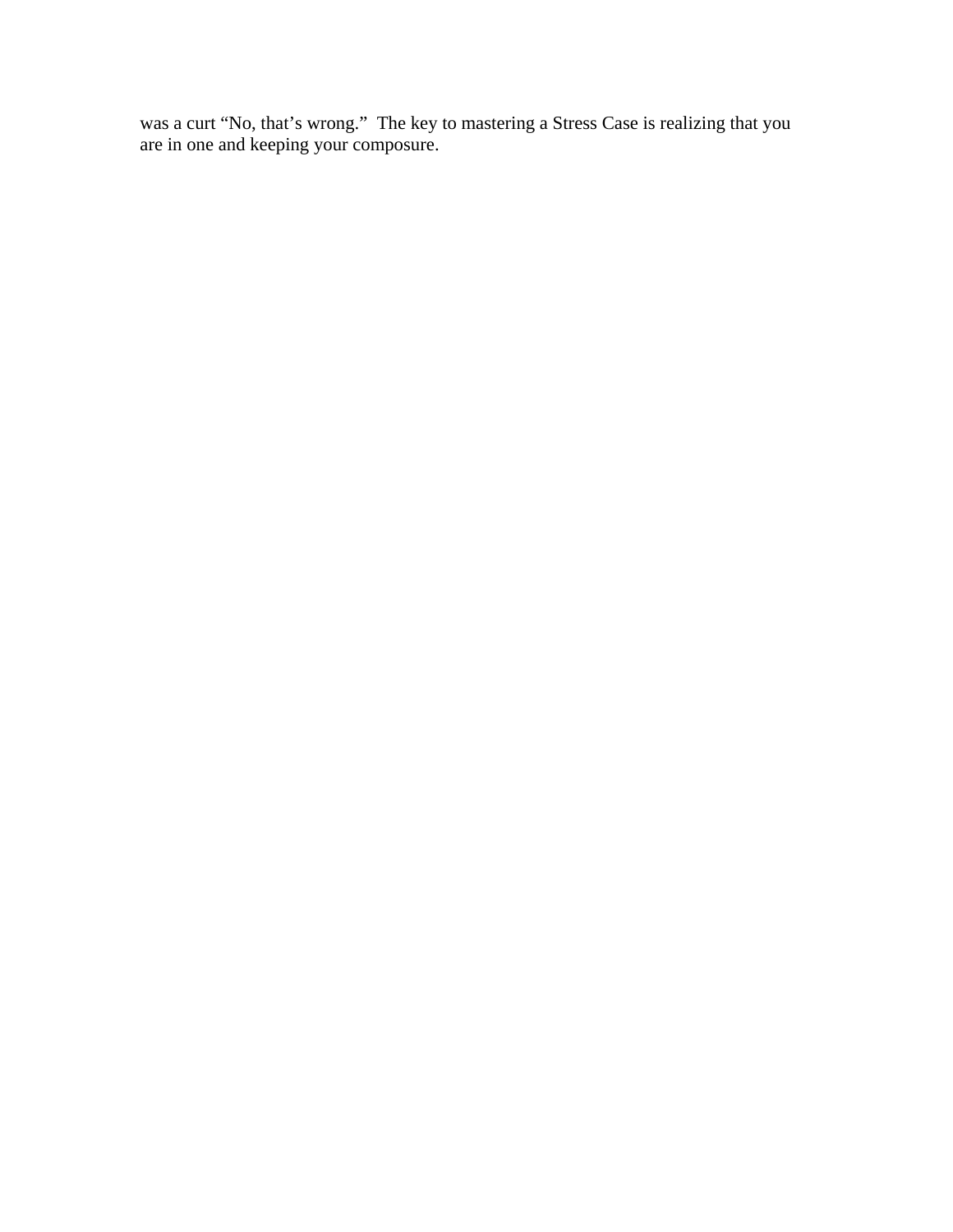was a curt "No, that's wrong."  The key to mastering a Stress Case is realizing that you are in one and keeping your composure.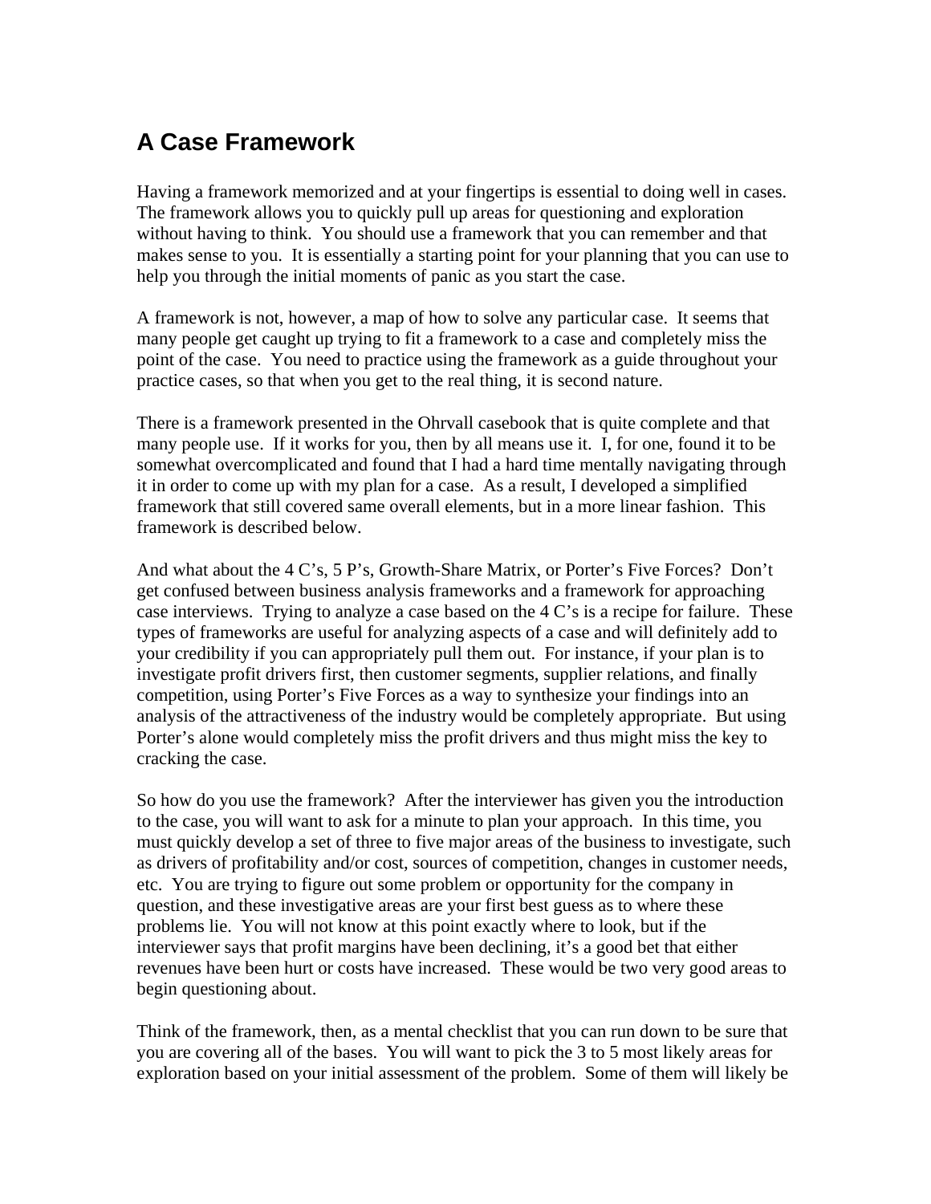## A Case Framework

Having a framework memorized and at your fingertips is essential to doing well in cases. The framework allows you to quickly pull up areas for questioning and exploration without having to think. You should use a framework that you can remember and that makes sense to you. It is essentially a starting point for your planning that you can use to help you through the initial moments of panic as you start the case.

A framework is not, however, a map of how to solve any particular case. It seems that many people get caught up trying to fit a framework to a case and completely miss the point of the case. You need to practice using the framework as a guide throughout your practice cases, so that when you get to the real thing, it is second nature.

There is a framework presented in the Ohrvall casebook that is quite complete and that many people use. If it works for you, then by all means use it. I, for one, found it to be somewhat overcomplicated and found that I had a hard time mentally navigating through it in order to come up with my plan for a case. As a result, I developed a simplified framework that still covered same overall elements, but in a more linear fashion. This framework is described below.

And what about the 4 C's, 5 P's, Growth-Share Matrix, or Porter's Five Forces? Don't get confused between business analysis frameworks and a framework for approaching case interviews. Trying to analyze a case based on the 4 C's is a recipe for failure. These types of frameworks are useful for analyzing aspects of a case and will definitely add to your credibility if you can appropriately pull them out. For instance, if your plan is to investigate profit drivers first, then customer segments, supplier relations, and finally competition, using Porter's Five Forces as a way to synthesize your findings into an analysis of the attractiveness of the industry would be completely appropriate. But using Porter's alone would completely miss the profit drivers and thus might miss the key to cracking the case.

So how do you use the framework? After the interviewer has given you the introduction to the case, you will want to ask for a minute to plan your approach. In this time, you must quickly develop a set of three to five major areas of the business to investigate, such as drivers of profitability and/or cost, sources of competition, changes in customer needs, etc. You are trying to figure out some problem or opportunity for the company in question, and these investigative areas are your first best guess as to where these problems lie. You will not know at this point exactly where to look, but if the interviewer says that profit margins have been declining, it's a good bet that either revenues have been hurt or costs have increased. These would be two very good areas to begin questioning about.

Think of the framework, then, as a mental checklist that you can run down to be sure that you are covering all of the bases. You will want to pick the 3 to 5 most likely areas for exploration based on your initial assessment of the problem. Some of them will likely be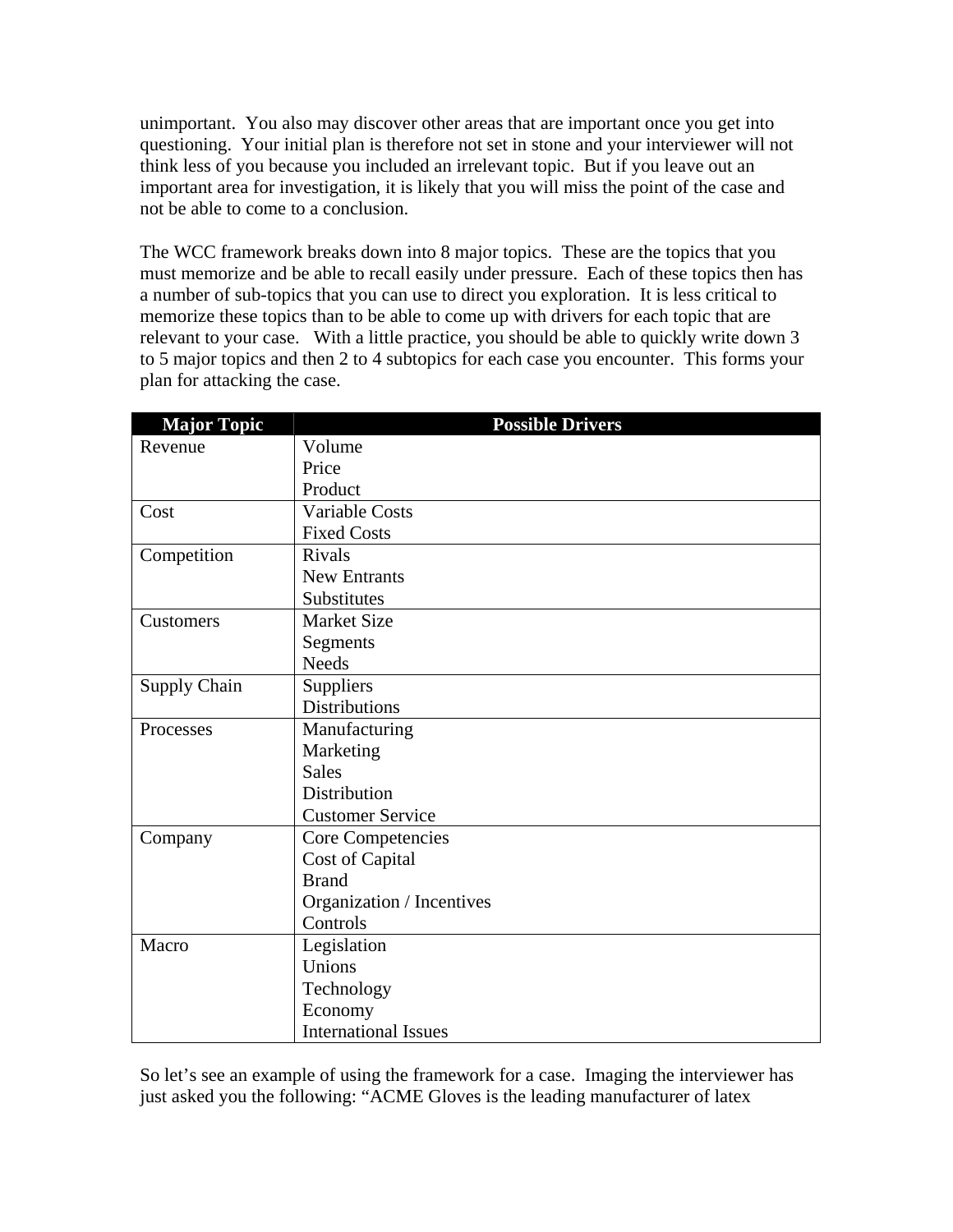unimportant. You also may discover other areas that are important once you get into questioning. Your initial plan is therefore not set in stone and your interviewer will not think less of you because you included an irrelevant topic. But if you leave out an important area for investigation, it is likely that you will miss the point of the case and not be able to come to a conclusion.

The WCC framework breaks down into 8 major topics. These are the topics that you must memorize and be able to recall easily under pressure. Each of these topics then has a number of sub-topics that you can use to direct you exploration. It is less critical to memorize these topics than to be able to come up with drivers for each topic that are relevant to your case. With a little practice, you should be able to quickly write down 3 to 5 major topics and then 2 to 4 subtopics for each case you encounter. This forms your plan for attacking the case.

| Major Topic | Possible Drivers |
|---|---|
| Revenue | Volume<br>Price<br>Product |
| Cost | Variable Costs<br>Fixed Costs |
| Competition | Rivals<br>New Entrants<br>Substitutes |
| Customers | Market Size<br>Segments<br>Needs |
| Supply Chain | Suppliers<br>Distributions |
| Processes | Manufacturing<br>Marketing<br>Sales<br>Distribution<br>Customer Service |
| Company | Core Competencies<br>Cost of Capital<br>Brand<br>Organization / Incentives<br>Controls |
| Macro | Legislation<br>Unions<br>Technology<br>Economy<br>International Issues |

So let's see an example of using the framework for a case. Imaging the interviewer has just asked you the following: "ACME Gloves is the leading manufacturer of latex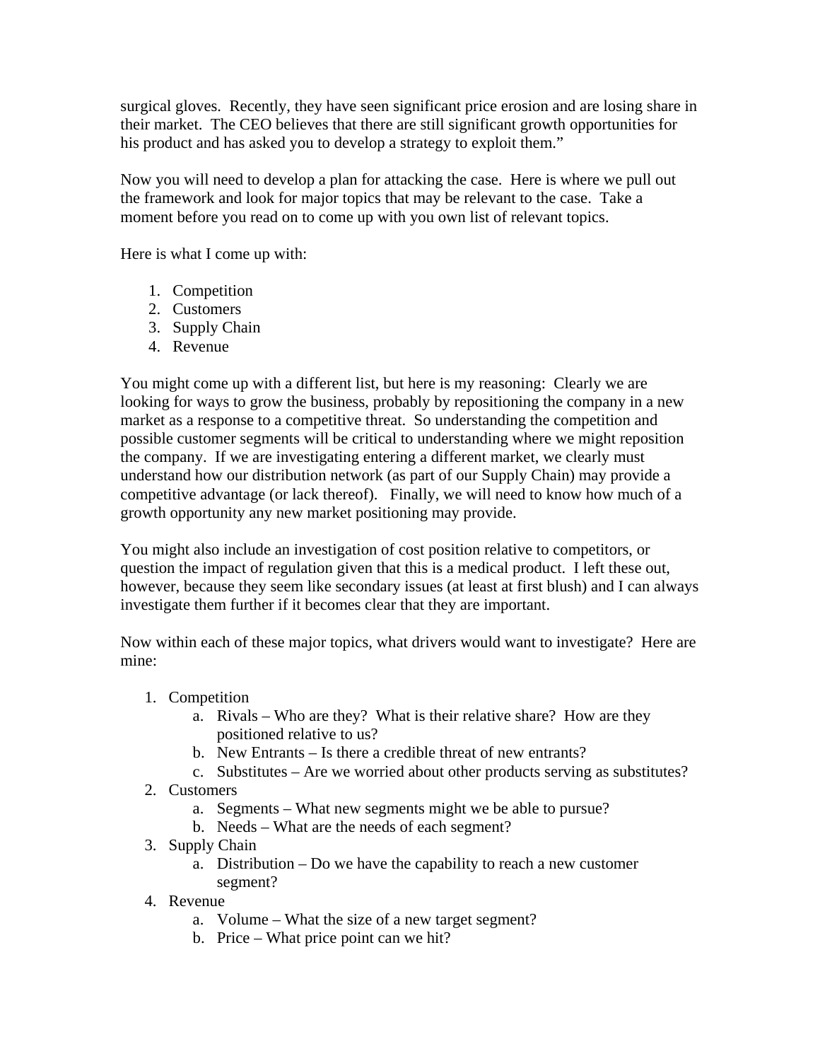surgical gloves. Recently, they have seen significant price erosion and are losing share in their market. The CEO believes that there are still significant growth opportunities for his product and has asked you to develop a strategy to exploit them."

Now you will need to develop a plan for attacking the case. Here is where we pull out the framework and look for major topics that may be relevant to the case. Take a moment before you read on to come up with you own list of relevant topics.

Here is what I come up with:

1. Competition
2. Customers
3. Supply Chain
4. Revenue

You might come up with a different list, but here is my reasoning: Clearly we are looking for ways to grow the business, probably by repositioning the company in a new market as a response to a competitive threat. So understanding the competition and possible customer segments will be critical to understanding where we might reposition the company. If we are investigating entering a different market, we clearly must understand how our distribution network (as part of our Supply Chain) may provide a competitive advantage (or lack thereof). Finally, we will need to know how much of a growth opportunity any new market positioning may provide.

You might also include an investigation of cost position relative to competitors, or question the impact of regulation given that this is a medical product. I left these out, however, because they seem like secondary issues (at least at first blush) and I can always investigate them further if it becomes clear that they are important.

Now within each of these major topics, what drivers would want to investigate? Here are mine:

1. Competition
   a. Rivals – Who are they? What is their relative share? How are they positioned relative to us?
   b. New Entrants – Is there a credible threat of new entrants?
   c. Substitutes – Are we worried about other products serving as substitutes?
2. Customers
   a. Segments – What new segments might we be able to pursue?
   b. Needs – What are the needs of each segment?
3. Supply Chain
   a. Distribution – Do we have the capability to reach a new customer segment?
4. Revenue
   a. Volume – What the size of a new target segment?
   b. Price – What price point can we hit?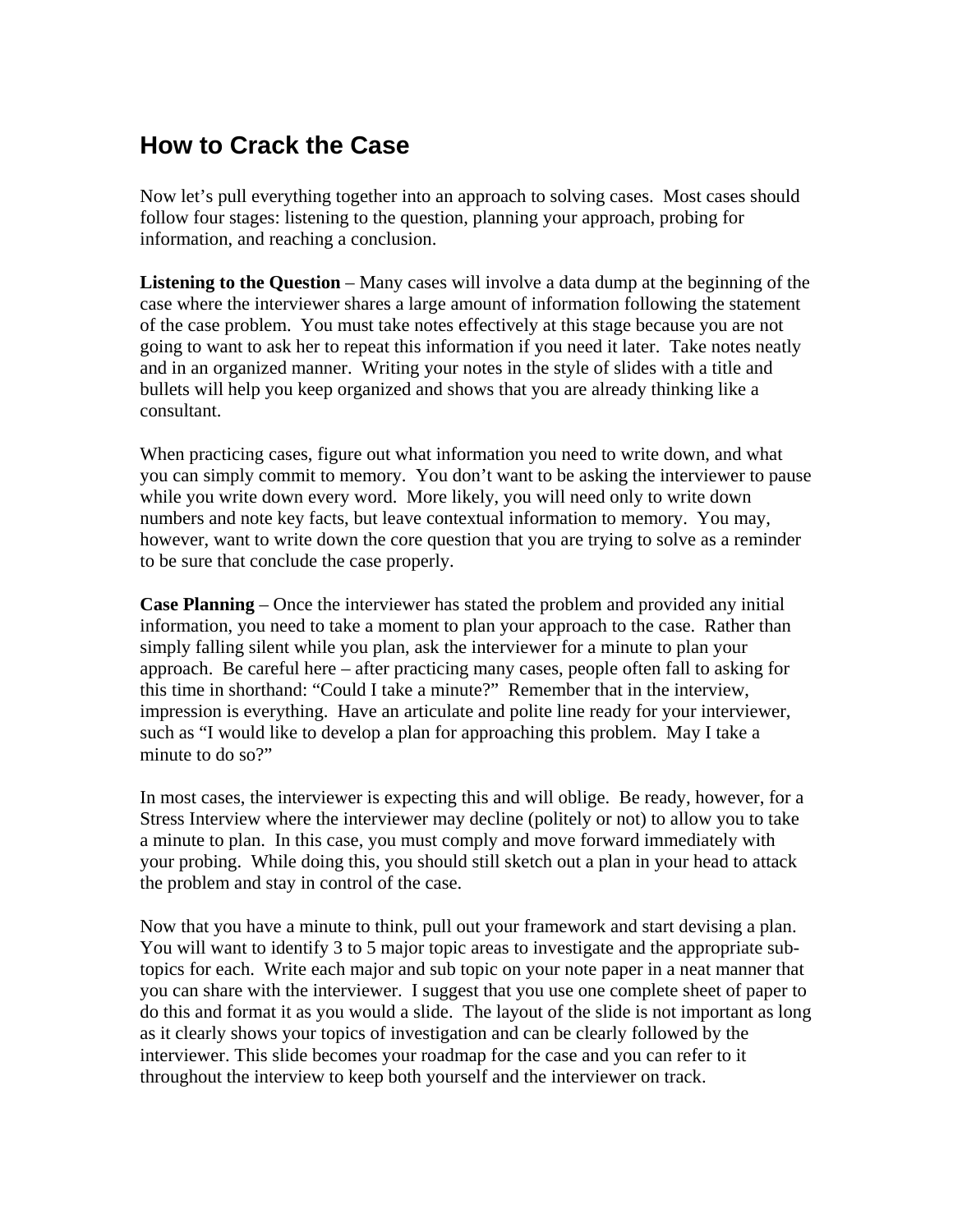# How to Crack the Case

Now let's pull everything together into an approach to solving cases. Most cases should follow four stages: listening to the question, planning your approach, probing for information, and reaching a conclusion.

**Listening to the Question** – Many cases will involve a data dump at the beginning of the case where the interviewer shares a large amount of information following the statement of the case problem. You must take notes effectively at this stage because you are not going to want to ask her to repeat this information if you need it later. Take notes neatly and in an organized manner. Writing your notes in the style of slides with a title and bullets will help you keep organized and shows that you are already thinking like a consultant.

When practicing cases, figure out what information you need to write down, and what you can simply commit to memory. You don't want to be asking the interviewer to pause while you write down every word. More likely, you will need only to write down numbers and note key facts, but leave contextual information to memory. You may, however, want to write down the core question that you are trying to solve as a reminder to be sure that conclude the case properly.

**Case Planning** – Once the interviewer has stated the problem and provided any initial information, you need to take a moment to plan your approach to the case. Rather than simply falling silent while you plan, ask the interviewer for a minute to plan your approach. Be careful here – after practicing many cases, people often fall to asking for this time in shorthand: "Could I take a minute?" Remember that in the interview, impression is everything. Have an articulate and polite line ready for your interviewer, such as "I would like to develop a plan for approaching this problem. May I take a minute to do so?"

In most cases, the interviewer is expecting this and will oblige. Be ready, however, for a Stress Interview where the interviewer may decline (politely or not) to allow you to take a minute to plan. In this case, you must comply and move forward immediately with your probing. While doing this, you should still sketch out a plan in your head to attack the problem and stay in control of the case.

Now that you have a minute to think, pull out your framework and start devising a plan. You will want to identify 3 to 5 major topic areas to investigate and the appropriate sub-topics for each. Write each major and sub topic on your note paper in a neat manner that you can share with the interviewer. I suggest that you use one complete sheet of paper to do this and format it as you would a slide. The layout of the slide is not important as long as it clearly shows your topics of investigation and can be clearly followed by the interviewer. This slide becomes your roadmap for the case and you can refer to it throughout the interview to keep both yourself and the interviewer on track.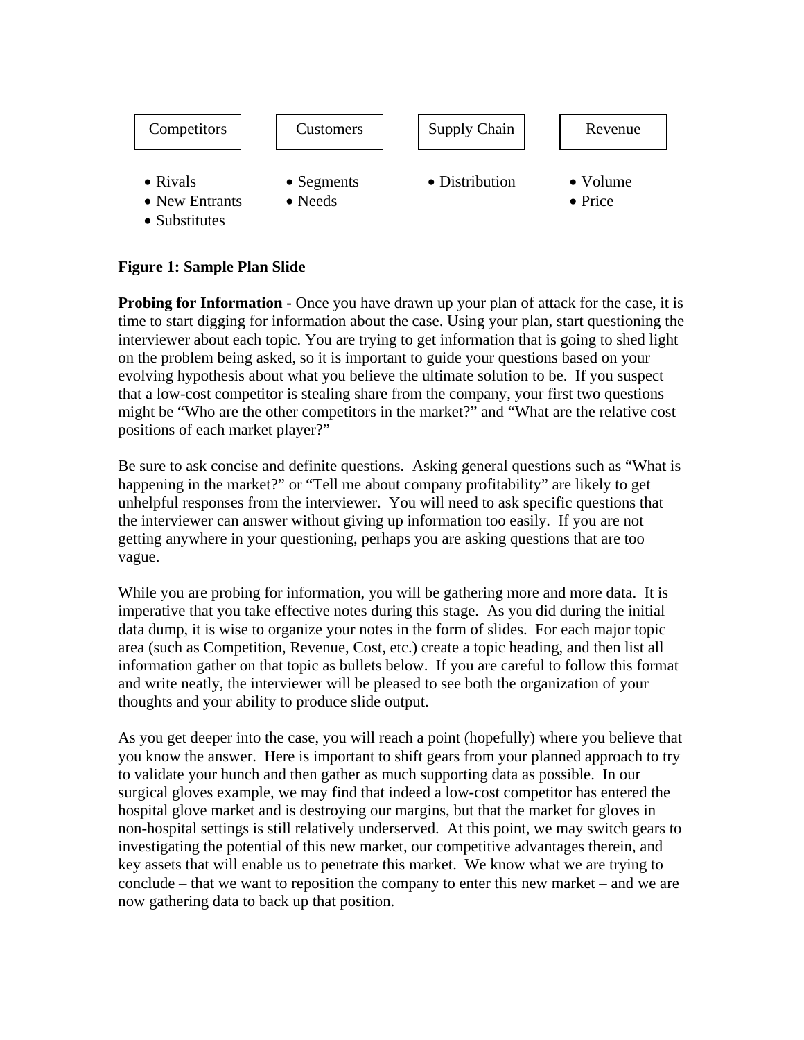| Competitors | Customers | Supply Chain | Revenue |
| --- | --- | --- | --- |
| • Rivals<br>• New Entrants<br>• Substitutes | • Segments<br>• Needs | • Distribution | • Volume<br>• Price |

**Figure 1: Sample Plan Slide**

**Probing for Information -** Once you have drawn up your plan of attack for the case, it is time to start digging for information about the case. Using your plan, start questioning the interviewer about each topic. You are trying to get information that is going to shed light on the problem being asked, so it is important to guide your questions based on your evolving hypothesis about what you believe the ultimate solution to be. If you suspect that a low-cost competitor is stealing share from the company, your first two questions might be "Who are the other competitors in the market?" and "What are the relative cost positions of each market player?"

Be sure to ask concise and definite questions. Asking general questions such as "What is happening in the market?" or "Tell me about company profitability" are likely to get unhelpful responses from the interviewer. You will need to ask specific questions that the interviewer can answer without giving up information too easily. If you are not getting anywhere in your questioning, perhaps you are asking questions that are too vague.

While you are probing for information, you will be gathering more and more data. It is imperative that you take effective notes during this stage. As you did during the initial data dump, it is wise to organize your notes in the form of slides. For each major topic area (such as Competition, Revenue, Cost, etc.) create a topic heading, and then list all information gather on that topic as bullets below. If you are careful to follow this format and write neatly, the interviewer will be pleased to see both the organization of your thoughts and your ability to produce slide output.

As you get deeper into the case, you will reach a point (hopefully) where you believe that you know the answer. Here is important to shift gears from your planned approach to try to validate your hunch and then gather as much supporting data as possible. In our surgical gloves example, we may find that indeed a low-cost competitor has entered the hospital glove market and is destroying our margins, but that the market for gloves in non-hospital settings is still relatively underserved. At this point, we may switch gears to investigating the potential of this new market, our competitive advantages therein, and key assets that will enable us to penetrate this market. We know what we are trying to conclude – that we want to reposition the company to enter this new market – and we are now gathering data to back up that position.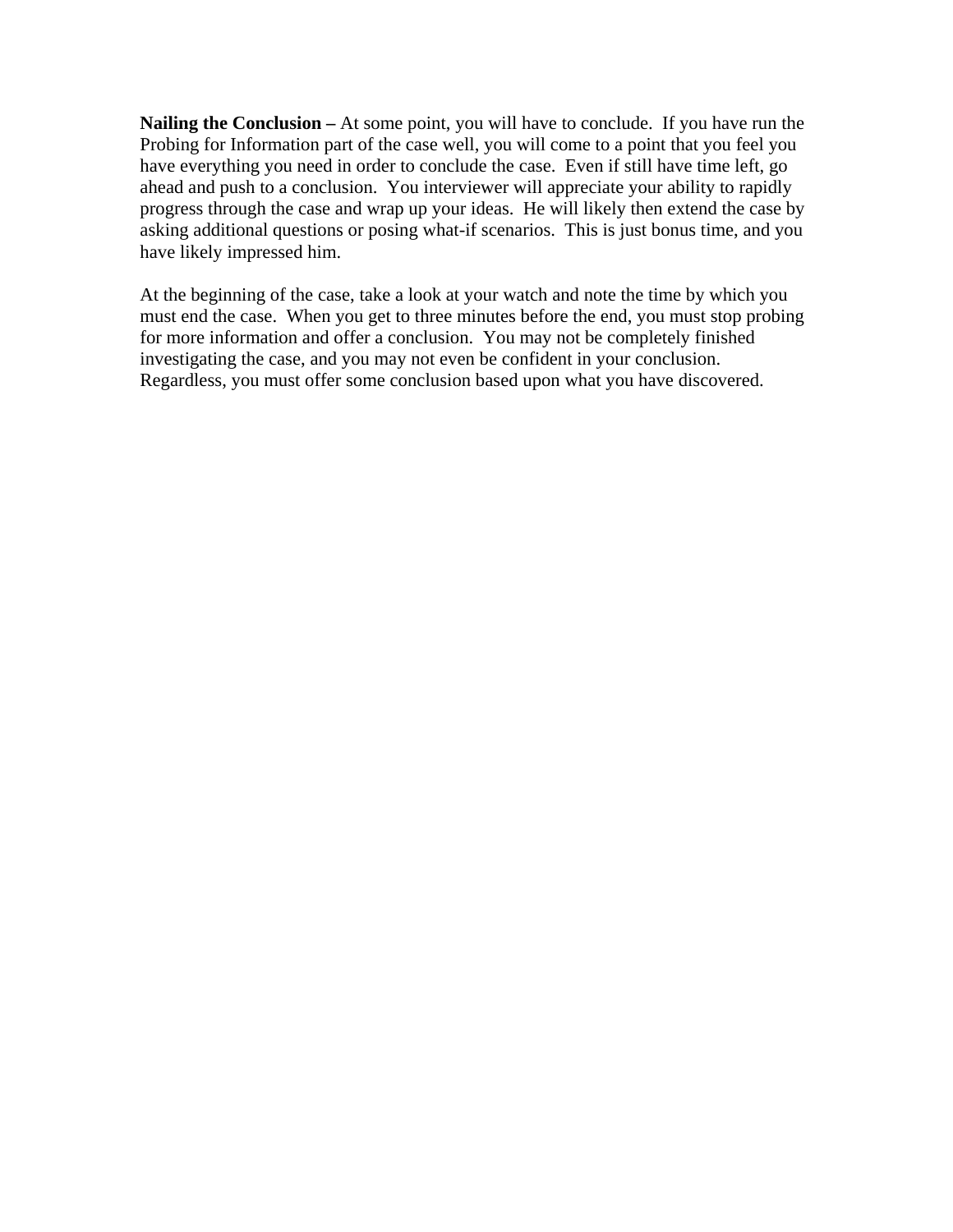**Nailing the Conclusion –** At some point, you will have to conclude. If you have run the Probing for Information part of the case well, you will come to a point that you feel you have everything you need in order to conclude the case. Even if still have time left, go ahead and push to a conclusion. You interviewer will appreciate your ability to rapidly progress through the case and wrap up your ideas. He will likely then extend the case by asking additional questions or posing what-if scenarios. This is just bonus time, and you have likely impressed him.

At the beginning of the case, take a look at your watch and note the time by which you must end the case. When you get to three minutes before the end, you must stop probing for more information and offer a conclusion. You may not be completely finished investigating the case, and you may not even be confident in your conclusion. Regardless, you must offer some conclusion based upon what you have discovered.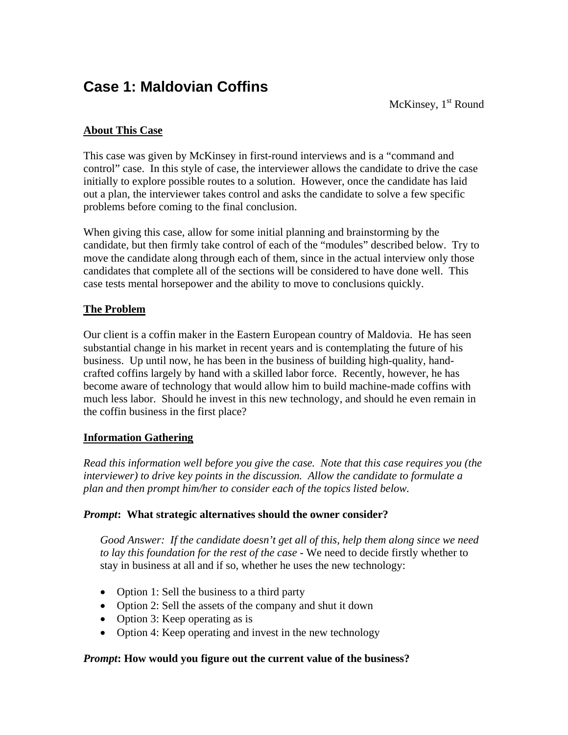# Case 1: Maldovian Coffins

McKinsey, 1st Round

**About This Case**

This case was given by McKinsey in first-round interviews and is a "command and control" case. In this style of case, the interviewer allows the candidate to drive the case initially to explore possible routes to a solution. However, once the candidate has laid out a plan, the interviewer takes control and asks the candidate to solve a few specific problems before coming to the final conclusion.

When giving this case, allow for some initial planning and brainstorming by the candidate, but then firmly take control of each of the "modules" described below. Try to move the candidate along through each of them, since in the actual interview only those candidates that complete all of the sections will be considered to have done well. This case tests mental horsepower and the ability to move to conclusions quickly.

**The Problem**

Our client is a coffin maker in the Eastern European country of Maldovia. He has seen substantial change in his market in recent years and is contemplating the future of his business. Up until now, he has been in the business of building high-quality, hand-crafted coffins largely by hand with a skilled labor force. Recently, however, he has become aware of technology that would allow him to build machine-made coffins with much less labor. Should he invest in this new technology, and should he even remain in the coffin business in the first place?

**Information Gathering**

*Read this information well before you give the case. Note that this case requires you (the interviewer) to drive key points in the discussion. Allow the candidate to formulate a plan and then prompt him/her to consider each of the topics listed below.*

***Prompt*: What strategic alternatives should the owner consider?**

*Good Answer: If the candidate doesn't get all of this, help them along since we need to lay this foundation for the rest of the case* - We need to decide firstly whether to stay in business at all and if so, whether he uses the new technology:

- Option 1: Sell the business to a third party
- Option 2: Sell the assets of the company and shut it down
- Option 3: Keep operating as is
- Option 4: Keep operating and invest in the new technology

***Prompt*: How would you figure out the current value of the business?**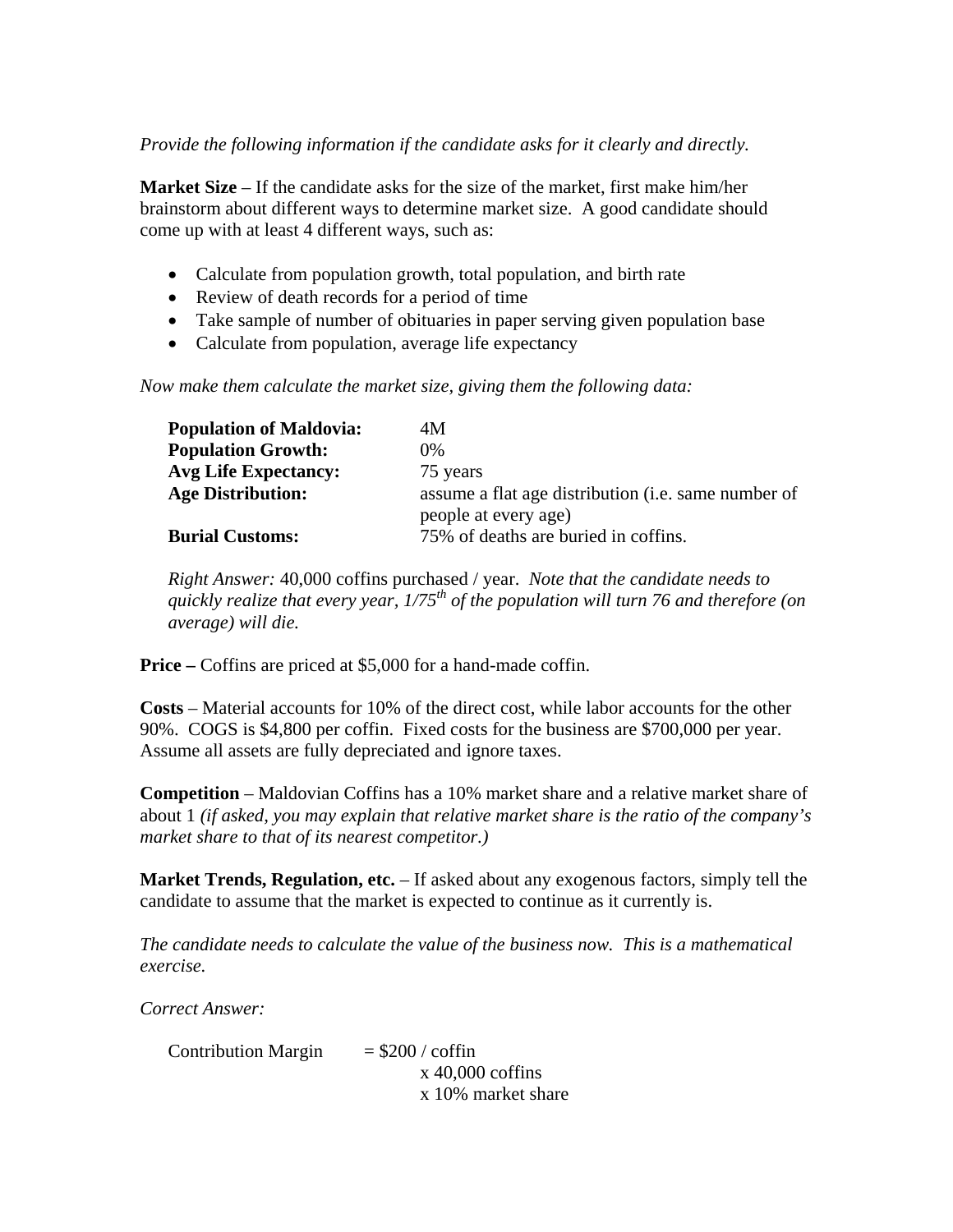*Provide the following information if the candidate asks for it clearly and directly.*

**Market Size** – If the candidate asks for the size of the market, first make him/her brainstorm about different ways to determine market size. A good candidate should come up with at least 4 different ways, such as:

- Calculate from population growth, total population, and birth rate
- Review of death records for a period of time
- Take sample of number of obituaries in paper serving given population base
- Calculate from population, average life expectancy

*Now make them calculate the market size, giving them the following data:*

| | |
|---|---|
| **Population of Maldovia:** | 4M |
| **Population Growth:** | 0% |
| **Avg Life Expectancy:** | 75 years |
| **Age Distribution:** | assume a flat age distribution (i.e. same number of people at every age) |
| **Burial Customs:** | 75% of deaths are buried in coffins. |

*Right Answer:* 40,000 coffins purchased / year. *Note that the candidate needs to quickly realize that every year, 1/75th of the population will turn 76 and therefore (on average) will die.*

**Price –** Coffins are priced at $5,000 for a hand-made coffin.

**Costs** – Material accounts for 10% of the direct cost, while labor accounts for the other 90%. COGS is $4,800 per coffin. Fixed costs for the business are $700,000 per year. Assume all assets are fully depreciated and ignore taxes.

**Competition** – Maldovian Coffins has a 10% market share and a relative market share of about 1 *(if asked, you may explain that relative market share is the ratio of the company's market share to that of its nearest competitor.)*

**Market Trends, Regulation, etc.** – If asked about any exogenous factors, simply tell the candidate to assume that the market is expected to continue as it currently is.

*The candidate needs to calculate the value of the business now. This is a mathematical exercise.*

*Correct Answer:*

Contribution Margin = $200 / coffin
x 40,000 coffins
x 10% market share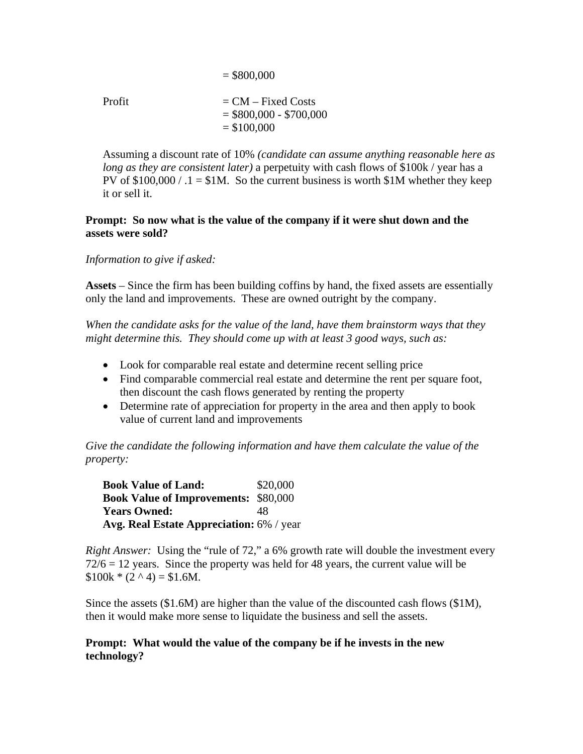= $800,000

Profit = CM – Fixed Costs
= $800,000 - $700,000
= $100,000

Assuming a discount rate of 10% *(candidate can assume anything reasonable here as long as they are consistent later)* a perpetuity with cash flows of $100k / year has a PV of $100,000 / .1 = $1M. So the current business is worth $1M whether they keep it or sell it.

**Prompt: So now what is the value of the company if it were shut down and the assets were sold?**

*Information to give if asked:*

**Assets** – Since the firm has been building coffins by hand, the fixed assets are essentially only the land and improvements. These are owned outright by the company.

*When the candidate asks for the value of the land, have them brainstorm ways that they might determine this. They should come up with at least 3 good ways, such as:*

- Look for comparable real estate and determine recent selling price
- Find comparable commercial real estate and determine the rent per square foot, then discount the cash flows generated by renting the property
- Determine rate of appreciation for property in the area and then apply to book value of current land and improvements

*Give the candidate the following information and have them calculate the value of the property:*

| | |
|---|---|
| **Book Value of Land:** | $20,000 |
| **Book Value of Improvements:** | $80,000 |
| **Years Owned:** | 48 |
| **Avg. Real Estate Appreciation:** | 6% / year |

*Right Answer:* Using the "rule of 72," a 6% growth rate will double the investment every 72/6 = 12 years. Since the property was held for 48 years, the current value will be $100k * (2 ^ 4) = $1.6M.

Since the assets ($1.6M) are higher than the value of the discounted cash flows ($1M), then it would make more sense to liquidate the business and sell the assets.

**Prompt: What would the value of the company be if he invests in the new technology?**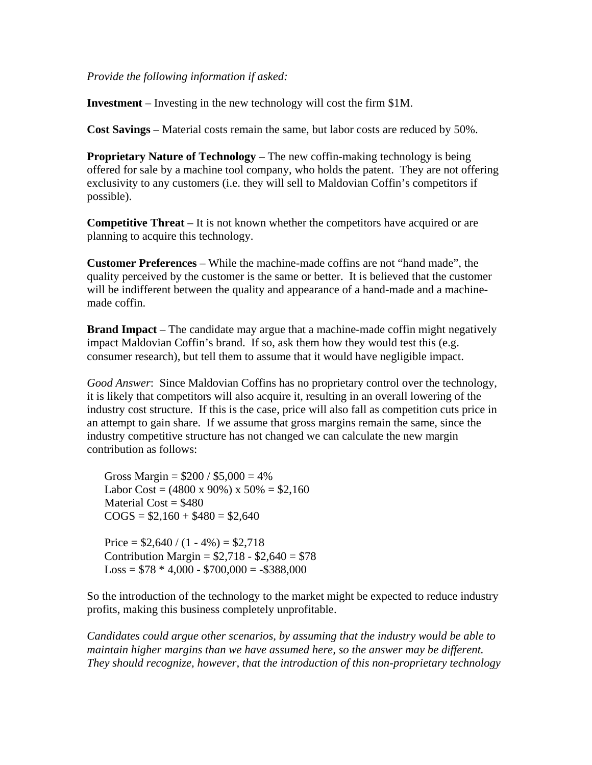*Provide the following information if asked:*

**Investment** – Investing in the new technology will cost the firm $1M.

**Cost Savings** – Material costs remain the same, but labor costs are reduced by 50%.

**Proprietary Nature of Technology** – The new coffin-making technology is being offered for sale by a machine tool company, who holds the patent. They are not offering exclusivity to any customers (i.e. they will sell to Maldovian Coffin's competitors if possible).

**Competitive Threat** – It is not known whether the competitors have acquired or are planning to acquire this technology.

**Customer Preferences** – While the machine-made coffins are not "hand made", the quality perceived by the customer is the same or better. It is believed that the customer will be indifferent between the quality and appearance of a hand-made and a machine-made coffin.

**Brand Impact** – The candidate may argue that a machine-made coffin might negatively impact Maldovian Coffin's brand. If so, ask them how they would test this (e.g. consumer research), but tell them to assume that it would have negligible impact.

*Good Answer*: Since Maldovian Coffins has no proprietary control over the technology, it is likely that competitors will also acquire it, resulting in an overall lowering of the industry cost structure. If this is the case, price will also fall as competition cuts price in an attempt to gain share. If we assume that gross margins remain the same, since the industry competitive structure has not changed we can calculate the new margin contribution as follows:

Gross Margin = $200 / $5,000 = 4%
Labor Cost = (4800 x 90%) x 50% = $2,160
Material Cost = $480
COGS = $2,160 + $480 = $2,640

Price = $2,640 / (1 - 4%) = $2,718
Contribution Margin = $2,718 - $2,640 = $78
Loss = $78 * 4,000 - $700,000 = -$388,000

So the introduction of the technology to the market might be expected to reduce industry profits, making this business completely unprofitable.

*Candidates could argue other scenarios, by assuming that the industry would be able to maintain higher margins than we have assumed here, so the answer may be different. They should recognize, however, that the introduction of this non-proprietary technology*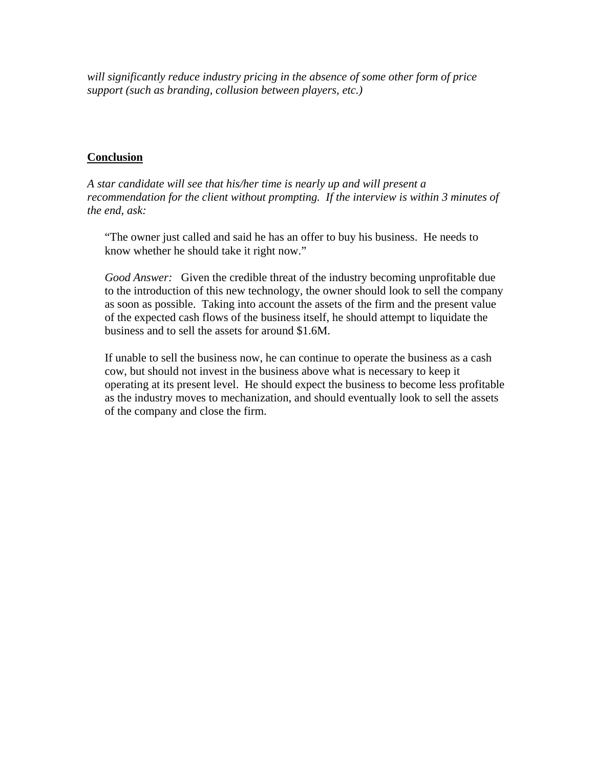*will significantly reduce industry pricing in the absence of some other form of price support (such as branding, collusion between players, etc.)*

**<u>Conclusion</u>**

*A star candidate will see that his/her time is nearly up and will present a recommendation for the client without prompting. If the interview is within 3 minutes of the end, ask:*

> "The owner just called and said he has an offer to buy his business. He needs to know whether he should take it right now."
>
> *Good Answer:* Given the credible threat of the industry becoming unprofitable due to the introduction of this new technology, the owner should look to sell the company as soon as possible. Taking into account the assets of the firm and the present value of the expected cash flows of the business itself, he should attempt to liquidate the business and to sell the assets for around $1.6M.
>
> If unable to sell the business now, he can continue to operate the business as a cash cow, but should not invest in the business above what is necessary to keep it operating at its present level. He should expect the business to become less profitable as the industry moves to mechanization, and should eventually look to sell the assets of the company and close the firm.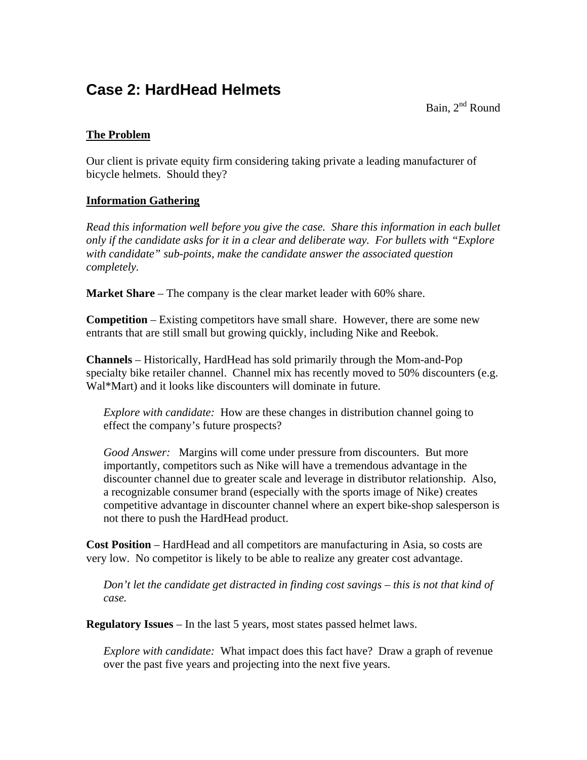# Case 2: HardHead Helmets

Bain, 2nd Round

**The Problem**

Our client is private equity firm considering taking private a leading manufacturer of bicycle helmets. Should they?

**Information Gathering**

*Read this information well before you give the case. Share this information in each bullet only if the candidate asks for it in a clear and deliberate way. For bullets with "Explore with candidate" sub-points, make the candidate answer the associated question completely.*

**Market Share** – The company is the clear market leader with 60% share.

**Competition** – Existing competitors have small share. However, there are some new entrants that are still small but growing quickly, including Nike and Reebok.

**Channels** – Historically, HardHead has sold primarily through the Mom-and-Pop specialty bike retailer channel. Channel mix has recently moved to 50% discounters (e.g. Wal*Mart) and it looks like discounters will dominate in future.

> *Explore with candidate:* How are these changes in distribution channel going to effect the company's future prospects?
>
> *Good Answer:* Margins will come under pressure from discounters. But more importantly, competitors such as Nike will have a tremendous advantage in the discounter channel due to greater scale and leverage in distributor relationship. Also, a recognizable consumer brand (especially with the sports image of Nike) creates competitive advantage in discounter channel where an expert bike-shop salesperson is not there to push the HardHead product.

**Cost Position** – HardHead and all competitors are manufacturing in Asia, so costs are very low. No competitor is likely to be able to realize any greater cost advantage.

> *Don't let the candidate get distracted in finding cost savings – this is not that kind of case.*

**Regulatory Issues** – In the last 5 years, most states passed helmet laws.

> *Explore with candidate:* What impact does this fact have? Draw a graph of revenue over the past five years and projecting into the next five years.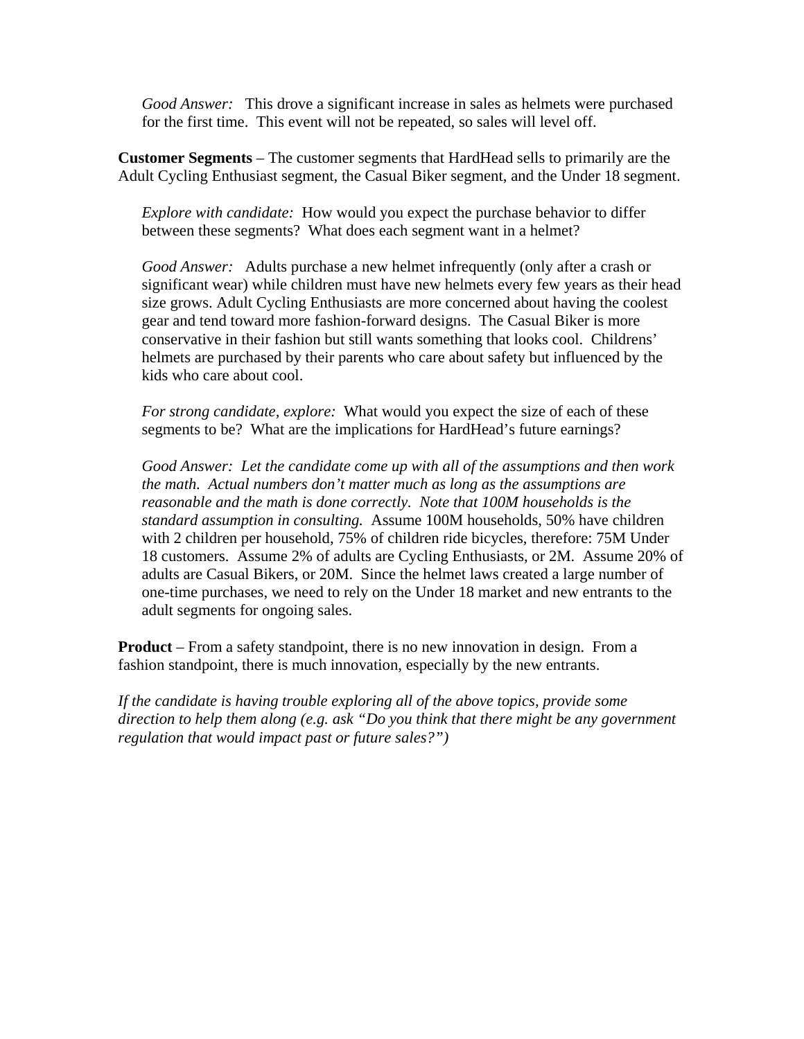*Good Answer:* This drove a significant increase in sales as helmets were purchased for the first time. This event will not be repeated, so sales will level off.

**Customer Segments** – The customer segments that HardHead sells to primarily are the Adult Cycling Enthusiast segment, the Casual Biker segment, and the Under 18 segment.

*Explore with candidate:* How would you expect the purchase behavior to differ between these segments? What does each segment want in a helmet?

*Good Answer:* Adults purchase a new helmet infrequently (only after a crash or significant wear) while children must have new helmets every few years as their head size grows. Adult Cycling Enthusiasts are more concerned about having the coolest gear and tend toward more fashion-forward designs. The Casual Biker is more conservative in their fashion but still wants something that looks cool. Childrens' helmets are purchased by their parents who care about safety but influenced by the kids who care about cool.

*For strong candidate, explore:* What would you expect the size of each of these segments to be? What are the implications for HardHead's future earnings?

*Good Answer: Let the candidate come up with all of the assumptions and then work the math. Actual numbers don't matter much as long as the assumptions are reasonable and the math is done correctly. Note that 100M households is the standard assumption in consulting.* Assume 100M households, 50% have children with 2 children per household, 75% of children ride bicycles, therefore: 75M Under 18 customers. Assume 2% of adults are Cycling Enthusiasts, or 2M. Assume 20% of adults are Casual Bikers, or 20M. Since the helmet laws created a large number of one-time purchases, we need to rely on the Under 18 market and new entrants to the adult segments for ongoing sales.

**Product** – From a safety standpoint, there is no new innovation in design. From a fashion standpoint, there is much innovation, especially by the new entrants.

*If the candidate is having trouble exploring all of the above topics, provide some direction to help them along (e.g. ask "Do you think that there might be any government regulation that would impact past or future sales?")*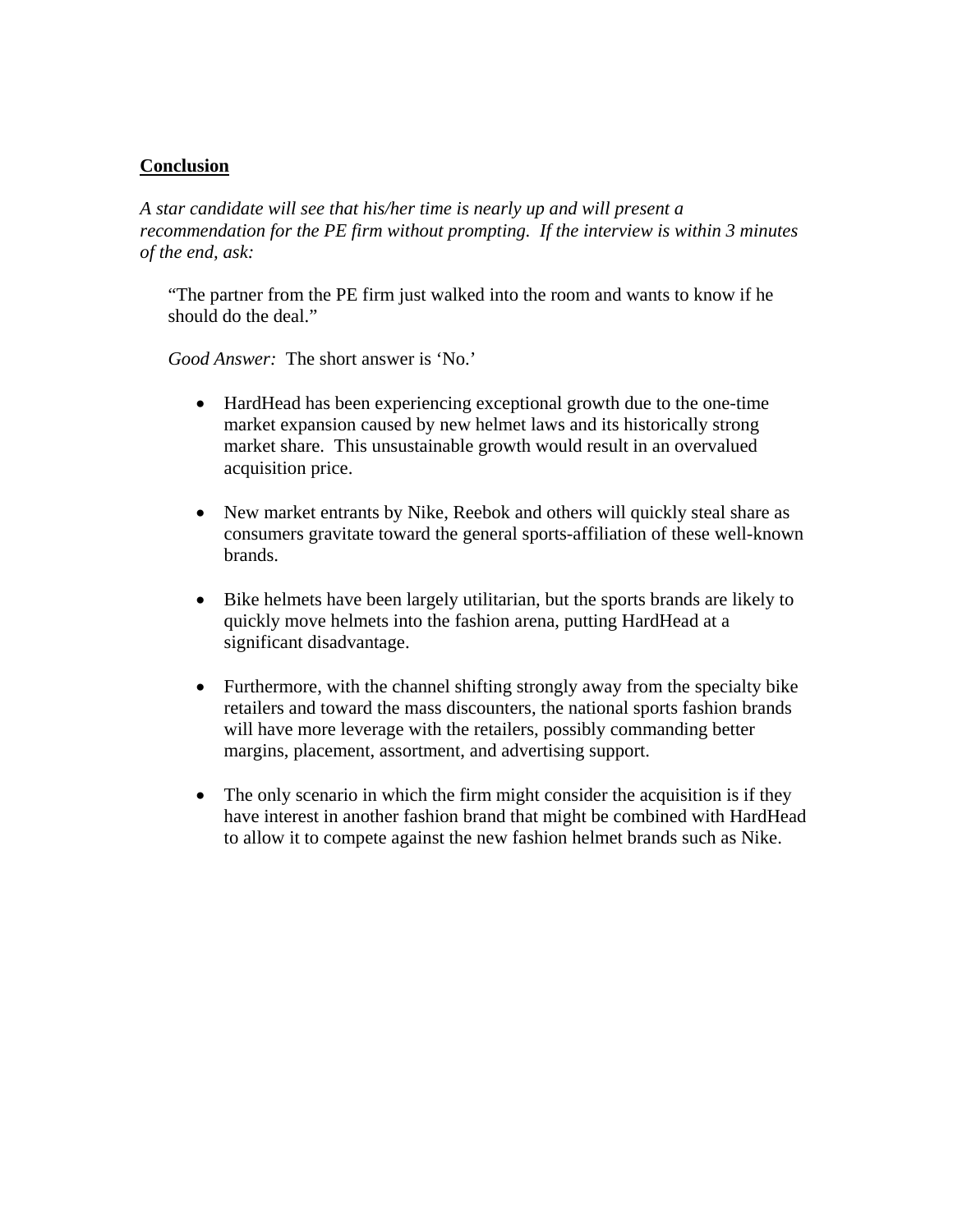## Conclusion

*A star candidate will see that his/her time is nearly up and will present a recommendation for the PE firm without prompting. If the interview is within 3 minutes of the end, ask:*

"The partner from the PE firm just walked into the room and wants to know if he should do the deal."

*Good Answer:* The short answer is 'No.'

- HardHead has been experiencing exceptional growth due to the one-time market expansion caused by new helmet laws and its historically strong market share. This unsustainable growth would result in an overvalued acquisition price.

- New market entrants by Nike, Reebok and others will quickly steal share as consumers gravitate toward the general sports-affiliation of these well-known brands.

- Bike helmets have been largely utilitarian, but the sports brands are likely to quickly move helmets into the fashion arena, putting HardHead at a significant disadvantage.

- Furthermore, with the channel shifting strongly away from the specialty bike retailers and toward the mass discounters, the national sports fashion brands will have more leverage with the retailers, possibly commanding better margins, placement, assortment, and advertising support.

- The only scenario in which the firm might consider the acquisition is if they have interest in another fashion brand that might be combined with HardHead to allow it to compete against the new fashion helmet brands such as Nike.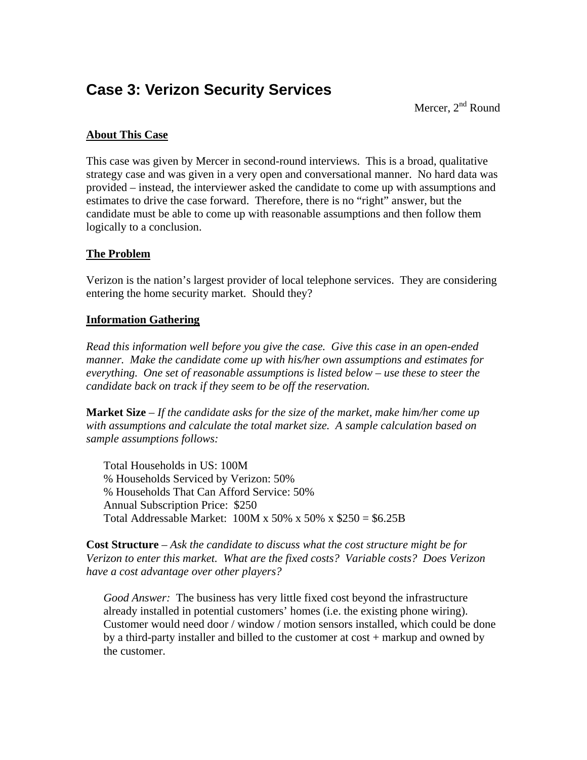# Case 3: Verizon Security Services

Mercer, 2nd Round

**About This Case**

This case was given by Mercer in second-round interviews. This is a broad, qualitative strategy case and was given in a very open and conversational manner. No hard data was provided – instead, the interviewer asked the candidate to come up with assumptions and estimates to drive the case forward. Therefore, there is no "right" answer, but the candidate must be able to come up with reasonable assumptions and then follow them logically to a conclusion.

**The Problem**

Verizon is the nation's largest provider of local telephone services. They are considering entering the home security market. Should they?

**Information Gathering**

*Read this information well before you give the case. Give this case in an open-ended manner. Make the candidate come up with his/her own assumptions and estimates for everything. One set of reasonable assumptions is listed below – use these to steer the candidate back on track if they seem to be off the reservation.*

**Market Size** – *If the candidate asks for the size of the market, make him/her come up with assumptions and calculate the total market size. A sample calculation based on sample assumptions follows:*

Total Households in US: 100M
% Households Serviced by Verizon: 50%
% Households That Can Afford Service: 50%
Annual Subscription Price: $250
Total Addressable Market: 100M x 50% x 50% x $250 = $6.25B

**Cost Structure** – *Ask the candidate to discuss what the cost structure might be for Verizon to enter this market. What are the fixed costs? Variable costs? Does Verizon have a cost advantage over other players?*

*Good Answer:* The business has very little fixed cost beyond the infrastructure already installed in potential customers' homes (i.e. the existing phone wiring). Customer would need door / window / motion sensors installed, which could be done by a third-party installer and billed to the customer at cost + markup and owned by the customer.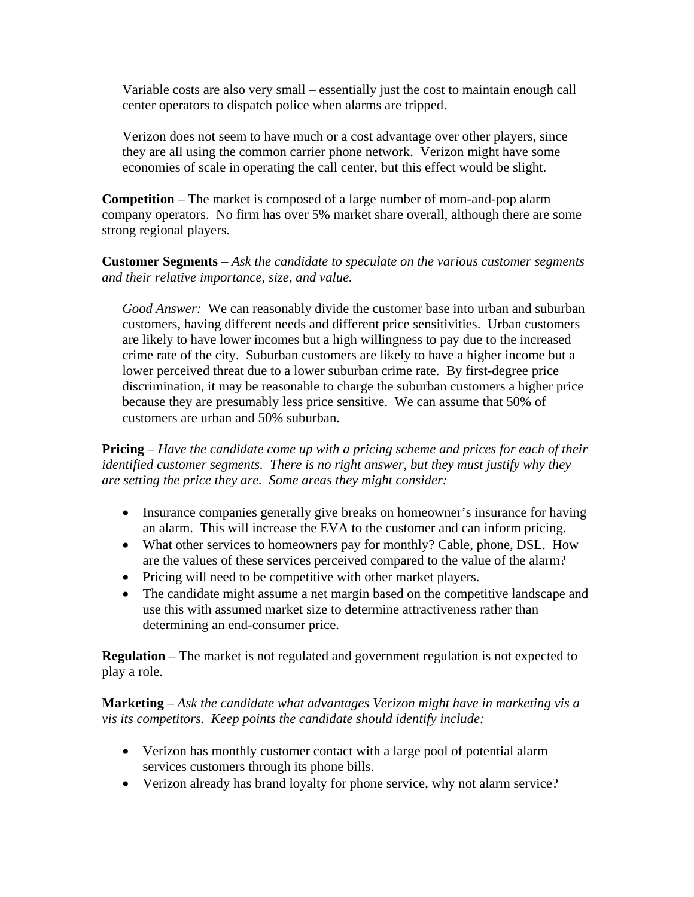Variable costs are also very small – essentially just the cost to maintain enough call center operators to dispatch police when alarms are tripped.

Verizon does not seem to have much or a cost advantage over other players, since they are all using the common carrier phone network. Verizon might have some economies of scale in operating the call center, but this effect would be slight.

**Competition** – The market is composed of a large number of mom-and-pop alarm company operators. No firm has over 5% market share overall, although there are some strong regional players.

**Customer Segments** – *Ask the candidate to speculate on the various customer segments and their relative importance, size, and value.*

*Good Answer:* We can reasonably divide the customer base into urban and suburban customers, having different needs and different price sensitivities. Urban customers are likely to have lower incomes but a high willingness to pay due to the increased crime rate of the city. Suburban customers are likely to have a higher income but a lower perceived threat due to a lower suburban crime rate. By first-degree price discrimination, it may be reasonable to charge the suburban customers a higher price because they are presumably less price sensitive. We can assume that 50% of customers are urban and 50% suburban.

**Pricing** – *Have the candidate come up with a pricing scheme and prices for each of their identified customer segments. There is no right answer, but they must justify why they are setting the price they are. Some areas they might consider:*

- Insurance companies generally give breaks on homeowner's insurance for having an alarm. This will increase the EVA to the customer and can inform pricing.
- What other services to homeowners pay for monthly? Cable, phone, DSL. How are the values of these services perceived compared to the value of the alarm?
- Pricing will need to be competitive with other market players.
- The candidate might assume a net margin based on the competitive landscape and use this with assumed market size to determine attractiveness rather than determining an end-consumer price.

**Regulation** – The market is not regulated and government regulation is not expected to play a role.

**Marketing** – *Ask the candidate what advantages Verizon might have in marketing vis a vis its competitors. Keep points the candidate should identify include:*

- Verizon has monthly customer contact with a large pool of potential alarm services customers through its phone bills.
- Verizon already has brand loyalty for phone service, why not alarm service?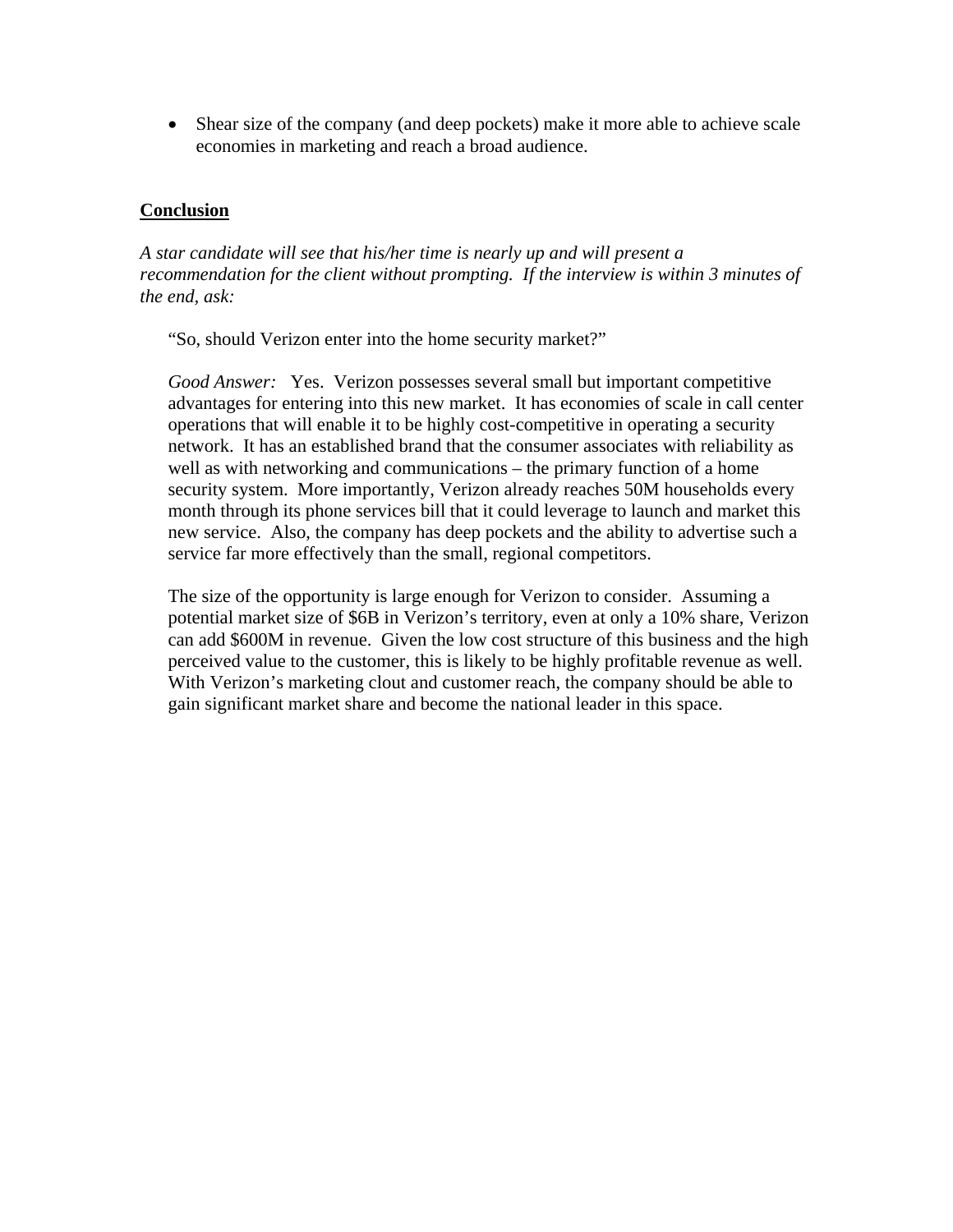- Shear size of the company (and deep pockets) make it more able to achieve scale economies in marketing and reach a broad audience.

**Conclusion**

*A star candidate will see that his/her time is nearly up and will present a recommendation for the client without prompting. If the interview is within 3 minutes of the end, ask:*

"So, should Verizon enter into the home security market?"

*Good Answer:* Yes. Verizon possesses several small but important competitive advantages for entering into this new market. It has economies of scale in call center operations that will enable it to be highly cost-competitive in operating a security network. It has an established brand that the consumer associates with reliability as well as with networking and communications – the primary function of a home security system. More importantly, Verizon already reaches 50M households every month through its phone services bill that it could leverage to launch and market this new service. Also, the company has deep pockets and the ability to advertise such a service far more effectively than the small, regional competitors.

The size of the opportunity is large enough for Verizon to consider. Assuming a potential market size of $6B in Verizon's territory, even at only a 10% share, Verizon can add $600M in revenue. Given the low cost structure of this business and the high perceived value to the customer, this is likely to be highly profitable revenue as well. With Verizon's marketing clout and customer reach, the company should be able to gain significant market share and become the national leader in this space.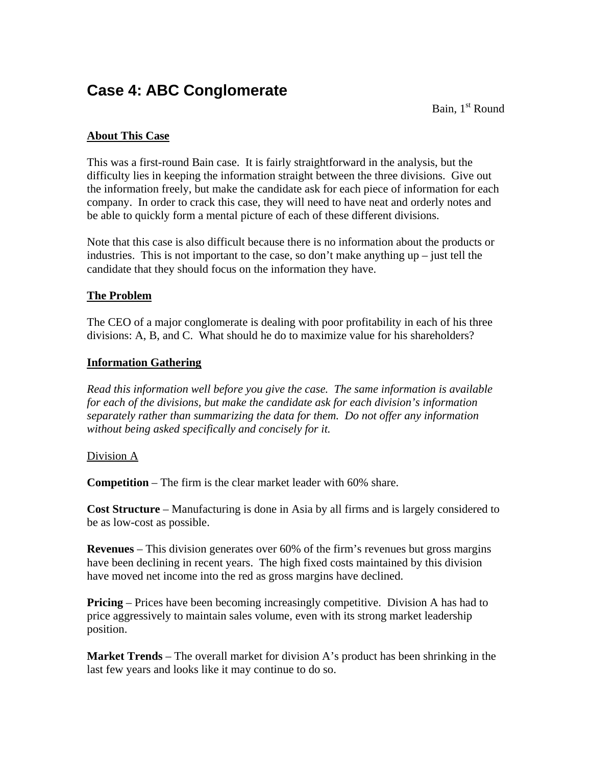# Case 4: ABC Conglomerate

Bain, 1st Round

**About This Case**

This was a first-round Bain case. It is fairly straightforward in the analysis, but the difficulty lies in keeping the information straight between the three divisions. Give out the information freely, but make the candidate ask for each piece of information for each company. In order to crack this case, they will need to have neat and orderly notes and be able to quickly form a mental picture of each of these different divisions.

Note that this case is also difficult because there is no information about the products or industries. This is not important to the case, so don't make anything up – just tell the candidate that they should focus on the information they have.

**The Problem**

The CEO of a major conglomerate is dealing with poor profitability in each of his three divisions: A, B, and C. What should he do to maximize value for his shareholders?

**Information Gathering**

*Read this information well before you give the case. The same information is available for each of the divisions, but make the candidate ask for each division's information separately rather than summarizing the data for them. Do not offer any information without being asked specifically and concisely for it.*

Division A

**Competition** – The firm is the clear market leader with 60% share.

**Cost Structure** – Manufacturing is done in Asia by all firms and is largely considered to be as low-cost as possible.

**Revenues** – This division generates over 60% of the firm's revenues but gross margins have been declining in recent years. The high fixed costs maintained by this division have moved net income into the red as gross margins have declined.

**Pricing** – Prices have been becoming increasingly competitive. Division A has had to price aggressively to maintain sales volume, even with its strong market leadership position.

**Market Trends** – The overall market for division A's product has been shrinking in the last few years and looks like it may continue to do so.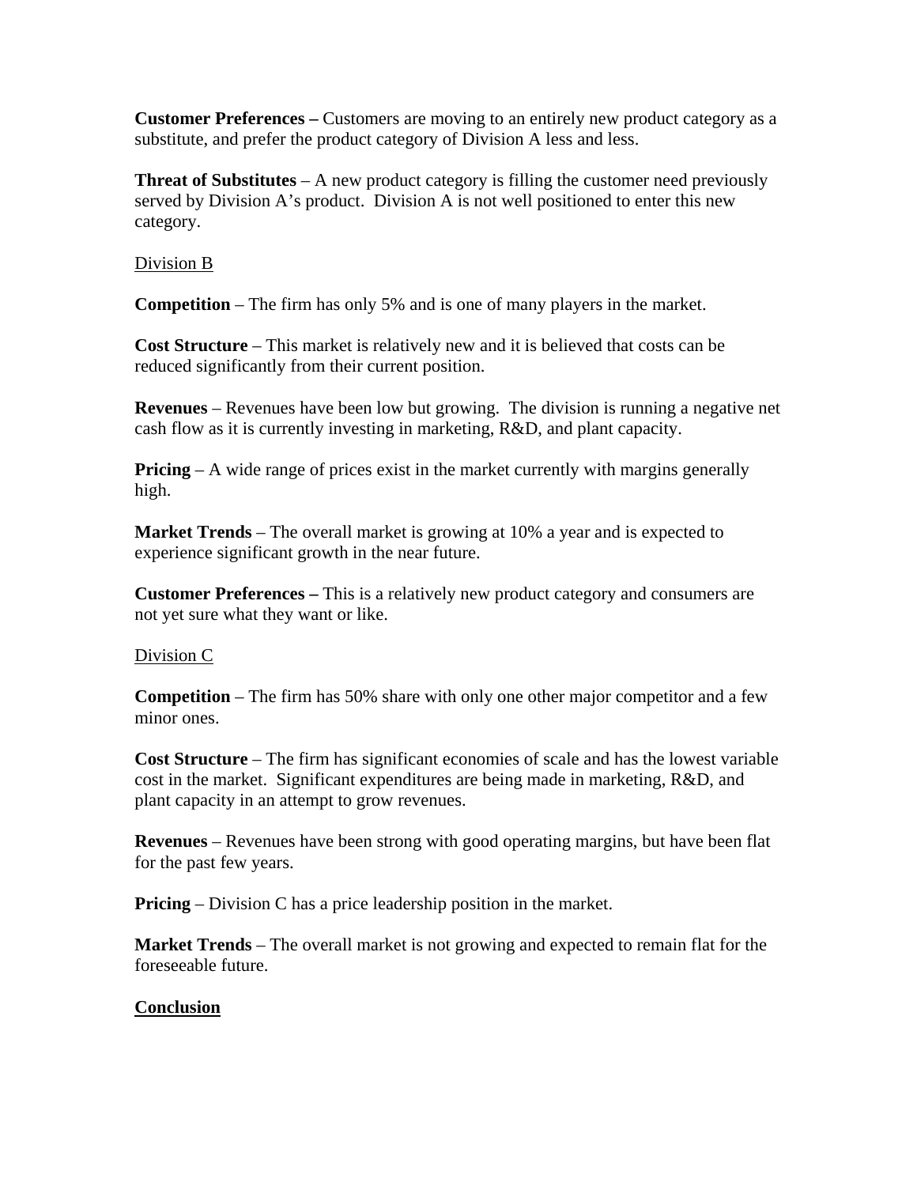**Customer Preferences –** Customers are moving to an entirely new product category as a substitute, and prefer the product category of Division A less and less.

**Threat of Substitutes** – A new product category is filling the customer need previously served by Division A's product. Division A is not well positioned to enter this new category.

Division B

**Competition** – The firm has only 5% and is one of many players in the market.

**Cost Structure** – This market is relatively new and it is believed that costs can be reduced significantly from their current position.

**Revenues** – Revenues have been low but growing. The division is running a negative net cash flow as it is currently investing in marketing, R&D, and plant capacity.

**Pricing** – A wide range of prices exist in the market currently with margins generally high.

**Market Trends** – The overall market is growing at 10% a year and is expected to experience significant growth in the near future.

**Customer Preferences –** This is a relatively new product category and consumers are not yet sure what they want or like.

Division C

**Competition** – The firm has 50% share with only one other major competitor and a few minor ones.

**Cost Structure** – The firm has significant economies of scale and has the lowest variable cost in the market. Significant expenditures are being made in marketing, R&D, and plant capacity in an attempt to grow revenues.

**Revenues** – Revenues have been strong with good operating margins, but have been flat for the past few years.

**Pricing** – Division C has a price leadership position in the market.

**Market Trends** – The overall market is not growing and expected to remain flat for the foreseeable future.

**Conclusion**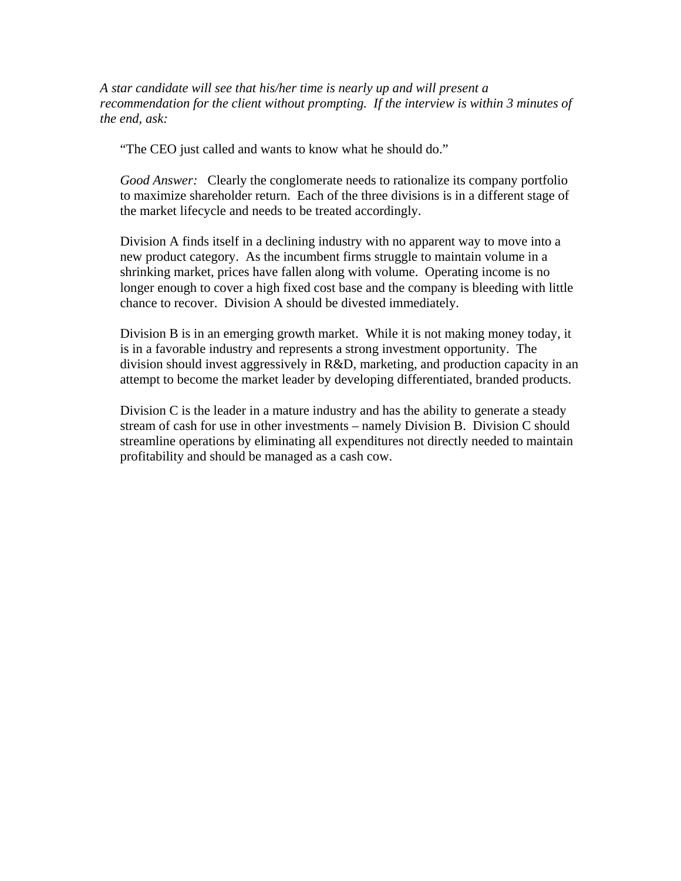*A star candidate will see that his/her time is nearly up and will present a recommendation for the client without prompting. If the interview is within 3 minutes of the end, ask:*

> "The CEO just called and wants to know what he should do."
>
> *Good Answer:* Clearly the conglomerate needs to rationalize its company portfolio to maximize shareholder return. Each of the three divisions is in a different stage of the market lifecycle and needs to be treated accordingly.
>
> Division A finds itself in a declining industry with no apparent way to move into a new product category. As the incumbent firms struggle to maintain volume in a shrinking market, prices have fallen along with volume. Operating income is no longer enough to cover a high fixed cost base and the company is bleeding with little chance to recover. Division A should be divested immediately.
>
> Division B is in an emerging growth market. While it is not making money today, it is in a favorable industry and represents a strong investment opportunity. The division should invest aggressively in R&D, marketing, and production capacity in an attempt to become the market leader by developing differentiated, branded products.
>
> Division C is the leader in a mature industry and has the ability to generate a steady stream of cash for use in other investments – namely Division B. Division C should streamline operations by eliminating all expenditures not directly needed to maintain profitability and should be managed as a cash cow.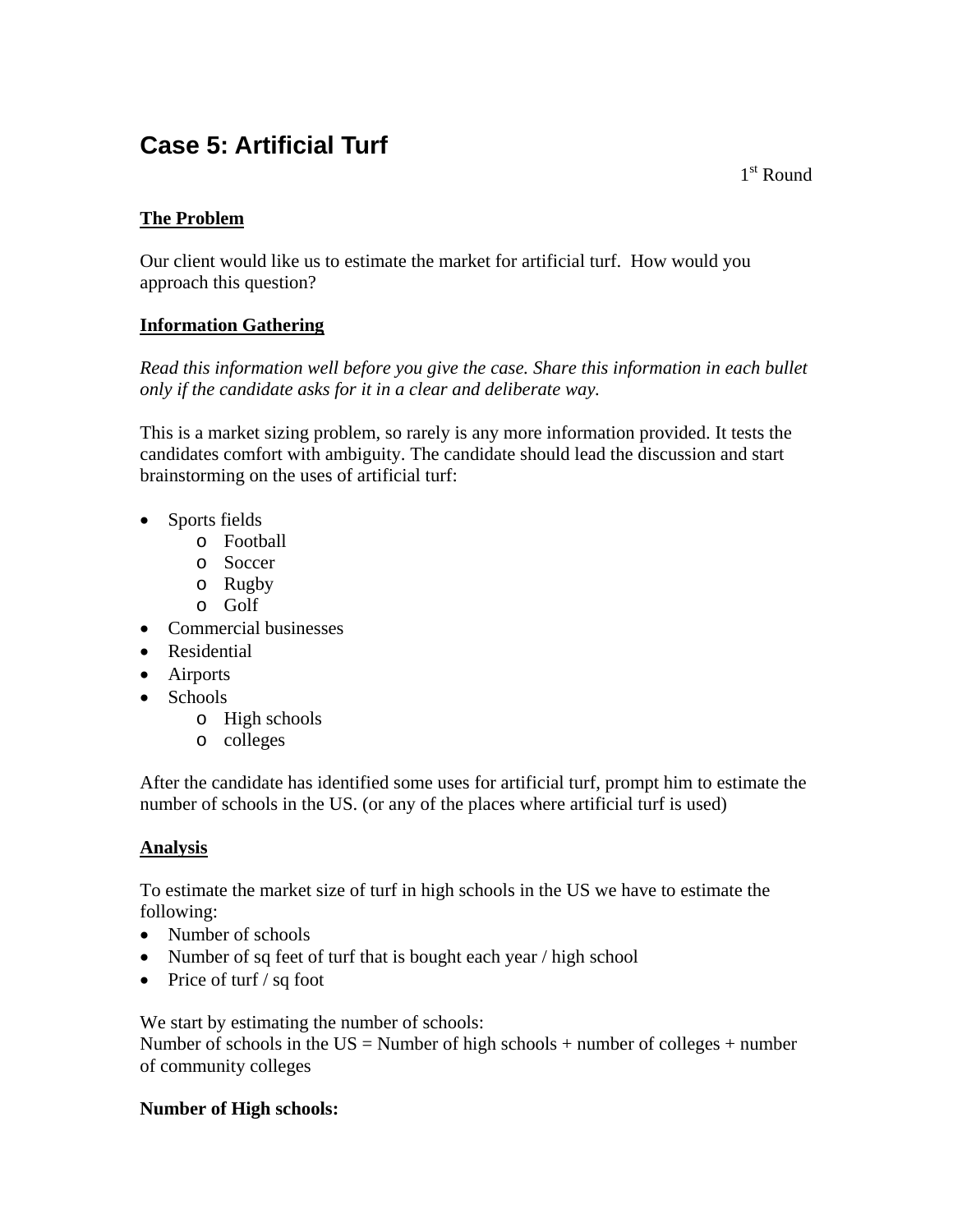# Case 5: Artificial Turf

1st Round

**The Problem**

Our client would like us to estimate the market for artificial turf. How would you approach this question?

**Information Gathering**

*Read this information well before you give the case. Share this information in each bullet only if the candidate asks for it in a clear and deliberate way.*

This is a market sizing problem, so rarely is any more information provided. It tests the candidates comfort with ambiguity. The candidate should lead the discussion and start brainstorming on the uses of artificial turf:

- Sports fields
  - Football
  - Soccer
  - Rugby
  - Golf
- Commercial businesses
- Residential
- Airports
- Schools
  - High schools
  - colleges

After the candidate has identified some uses for artificial turf, prompt him to estimate the number of schools in the US. (or any of the places where artificial turf is used)

**Analysis**

To estimate the market size of turf in high schools in the US we have to estimate the following:

- Number of schools
- Number of sq feet of turf that is bought each year / high school
- Price of turf / sq foot

We start by estimating the number of schools:
Number of schools in the US = Number of high schools + number of colleges + number of community colleges

**Number of High schools:**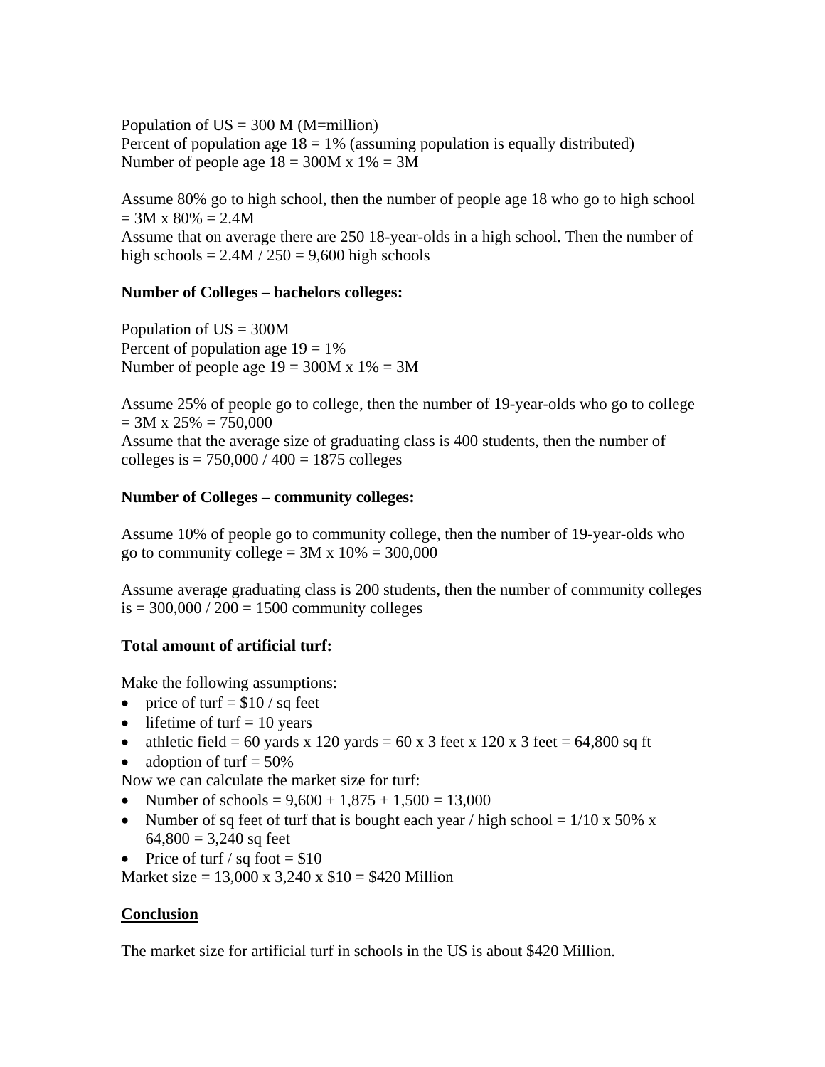Population of US = 300 M (M=million)
Percent of population age 18 = 1% (assuming population is equally distributed)
Number of people age 18 = 300M x 1% = 3M

Assume 80% go to high school, then the number of people age 18 who go to high school = 3M x 80% = 2.4M
Assume that on average there are 250 18-year-olds in a high school. Then the number of high schools = 2.4M / 250 = 9,600 high schools

**Number of Colleges – bachelors colleges:**

Population of US = 300M
Percent of population age 19 = 1%
Number of people age 19 = 300M x 1% = 3M

Assume 25% of people go to college, then the number of 19-year-olds who go to college = 3M x 25% = 750,000
Assume that the average size of graduating class is 400 students, then the number of colleges is = 750,000 / 400 = 1875 colleges

**Number of Colleges – community colleges:**

Assume 10% of people go to community college, then the number of 19-year-olds who go to community college = 3M x 10% = 300,000

Assume average graduating class is 200 students, then the number of community colleges is = 300,000 / 200 = 1500 community colleges

**Total amount of artificial turf:**

Make the following assumptions:

- price of turf = $10 / sq feet
- lifetime of turf = 10 years
- athletic field = 60 yards x 120 yards = 60 x 3 feet x 120 x 3 feet = 64,800 sq ft
- adoption of turf = 50%

Now we can calculate the market size for turf:

- Number of schools = 9,600 + 1,875 + 1,500 = 13,000
- Number of sq feet of turf that is bought each year / high school = 1/10 x 50% x 64,800 = 3,240 sq feet
- Price of turf / sq foot = $10

Market size = 13,000 x 3,240 x $10 = $420 Million

<u>**Conclusion**</u>

The market size for artificial turf in schools in the US is about $420 Million.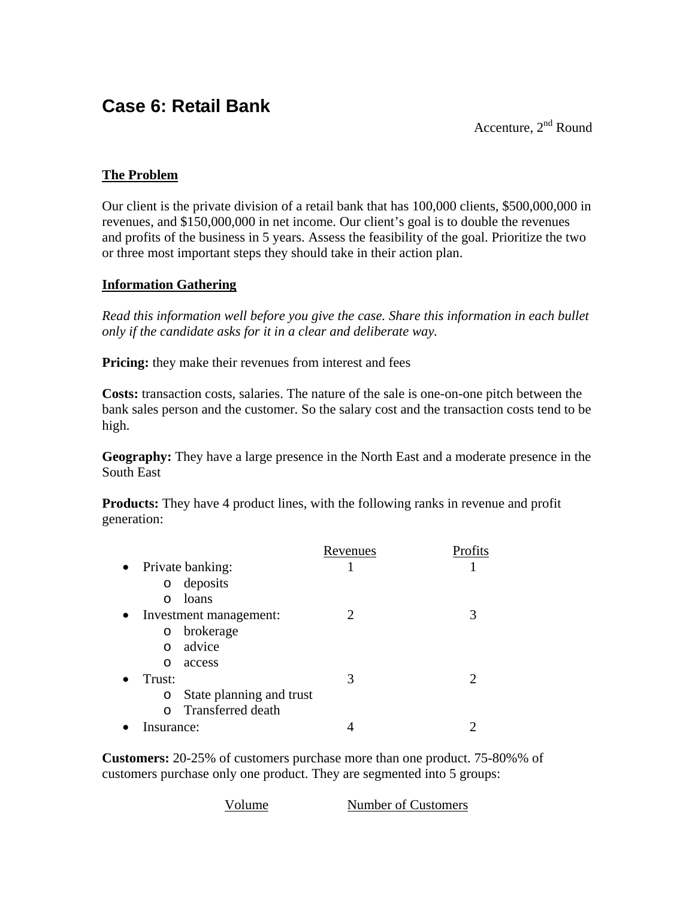# Case 6: Retail Bank

Accenture, 2nd Round

**The Problem**

Our client is the private division of a retail bank that has 100,000 clients, $500,000,000 in revenues, and $150,000,000 in net income. Our client's goal is to double the revenues and profits of the business in 5 years. Assess the feasibility of the goal. Prioritize the two or three most important steps they should take in their action plan.

**Information Gathering**

*Read this information well before you give the case. Share this information in each bullet only if the candidate asks for it in a clear and deliberate way.*

**Pricing:** they make their revenues from interest and fees

**Costs:** transaction costs, salaries. The nature of the sale is one-on-one pitch between the bank sales person and the customer. So the salary cost and the transaction costs tend to be high.

**Geography:** They have a large presence in the North East and a moderate presence in the South East

**Products:** They have 4 product lines, with the following ranks in revenue and profit generation:

| | Revenues | Profits |
|---|---|---|
| • Private banking: | 1 | 1 |
| o deposits | | |
| o loans | | |
| • Investment management: | 2 | 3 |
| o brokerage | | |
| o advice | | |
| o access | | |
| • Trust: | 3 | 2 |
| o State planning and trust | | |
| o Transferred death | | |
| • Insurance: | 4 | 2 |

**Customers:** 20-25% of customers purchase more than one product. 75-80%% of customers purchase only one product. They are segmented into 5 groups:

| Volume | Number of Customers |
|---|---|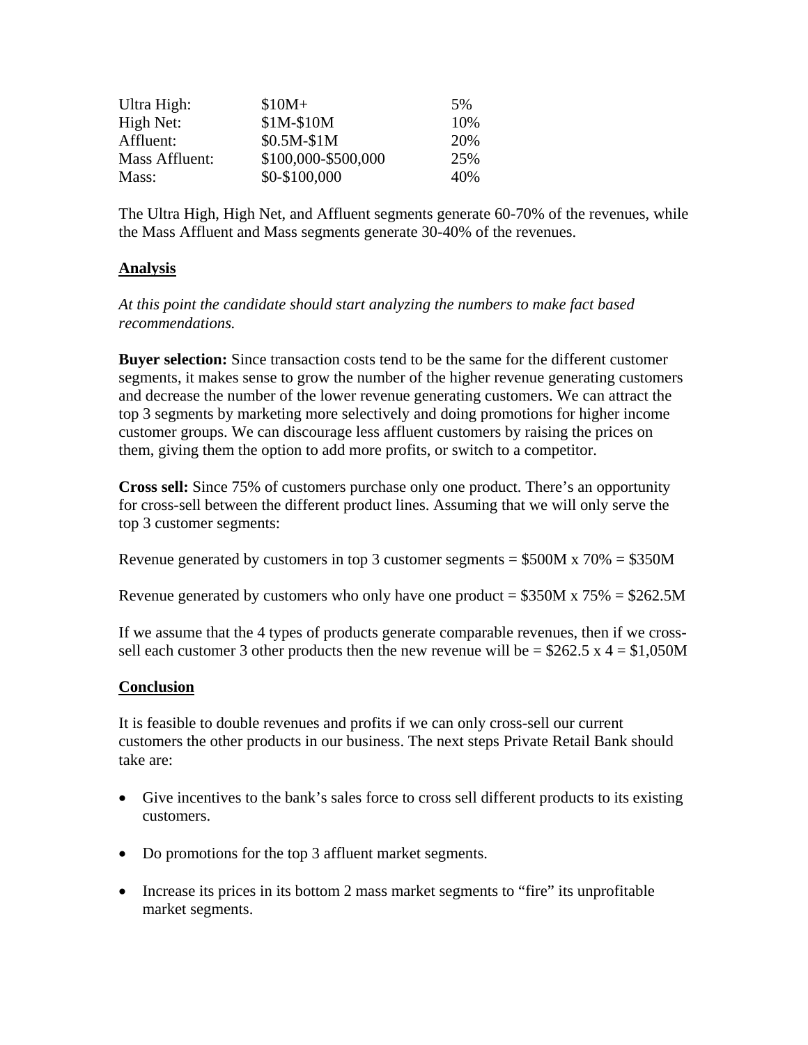| | | |
|---|---|---|
| Ultra High: | $10M+ | 5% |
| High Net: | $1M-$10M | 10% |
| Affluent: | $0.5M-$1M | 20% |
| Mass Affluent: | $100,000-$500,000 | 25% |
| Mass: | $0-$100,000 | 40% |

The Ultra High, High Net, and Affluent segments generate 60-70% of the revenues, while the Mass Affluent and Mass segments generate 30-40% of the revenues.

**<u>Analysis</u>**

*At this point the candidate should start analyzing the numbers to make fact based recommendations.*

**Buyer selection:** Since transaction costs tend to be the same for the different customer segments, it makes sense to grow the number of the higher revenue generating customers and decrease the number of the lower revenue generating customers. We can attract the top 3 segments by marketing more selectively and doing promotions for higher income customer groups. We can discourage less affluent customers by raising the prices on them, giving them the option to add more profits, or switch to a competitor.

**Cross sell:** Since 75% of customers purchase only one product. There's an opportunity for cross-sell between the different product lines. Assuming that we will only serve the top 3 customer segments:

Revenue generated by customers in top 3 customer segments = $500M x 70% = $350M

Revenue generated by customers who only have one product = $350M x 75% = $262.5M

If we assume that the 4 types of products generate comparable revenues, then if we cross-sell each customer 3 other products then the new revenue will be = $262.5 x 4 = $1,050M

**<u>Conclusion</u>**

It is feasible to double revenues and profits if we can only cross-sell our current customers the other products in our business. The next steps Private Retail Bank should take are:

- Give incentives to the bank's sales force to cross sell different products to its existing customers.
- Do promotions for the top 3 affluent market segments.
- Increase its prices in its bottom 2 mass market segments to "fire" its unprofitable market segments.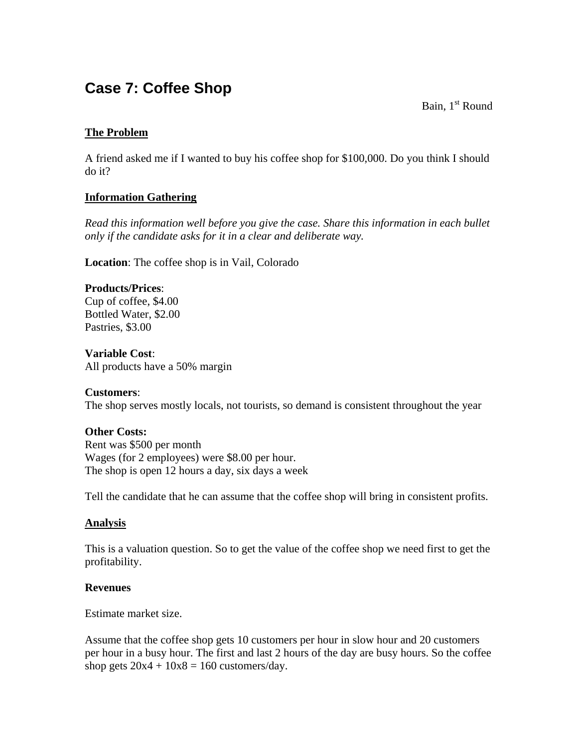# Case 7: Coffee Shop

Bain, 1st Round

**The Problem**

A friend asked me if I wanted to buy his coffee shop for $100,000. Do you think I should do it?

**Information Gathering**

*Read this information well before you give the case. Share this information in each bullet only if the candidate asks for it in a clear and deliberate way.*

**Location**: The coffee shop is in Vail, Colorado

**Products/Prices**:
Cup of coffee, $4.00
Bottled Water, $2.00
Pastries, $3.00

**Variable Cost**:
All products have a 50% margin

**Customers**:
The shop serves mostly locals, not tourists, so demand is consistent throughout the year

**Other Costs:**
Rent was $500 per month
Wages (for 2 employees) were $8.00 per hour.
The shop is open 12 hours a day, six days a week

Tell the candidate that he can assume that the coffee shop will bring in consistent profits.

**Analysis**

This is a valuation question. So to get the value of the coffee shop we need first to get the profitability.

**Revenues**

Estimate market size.

Assume that the coffee shop gets 10 customers per hour in slow hour and 20 customers per hour in a busy hour. The first and last 2 hours of the day are busy hours. So the coffee shop gets 20x4 + 10x8 = 160 customers/day.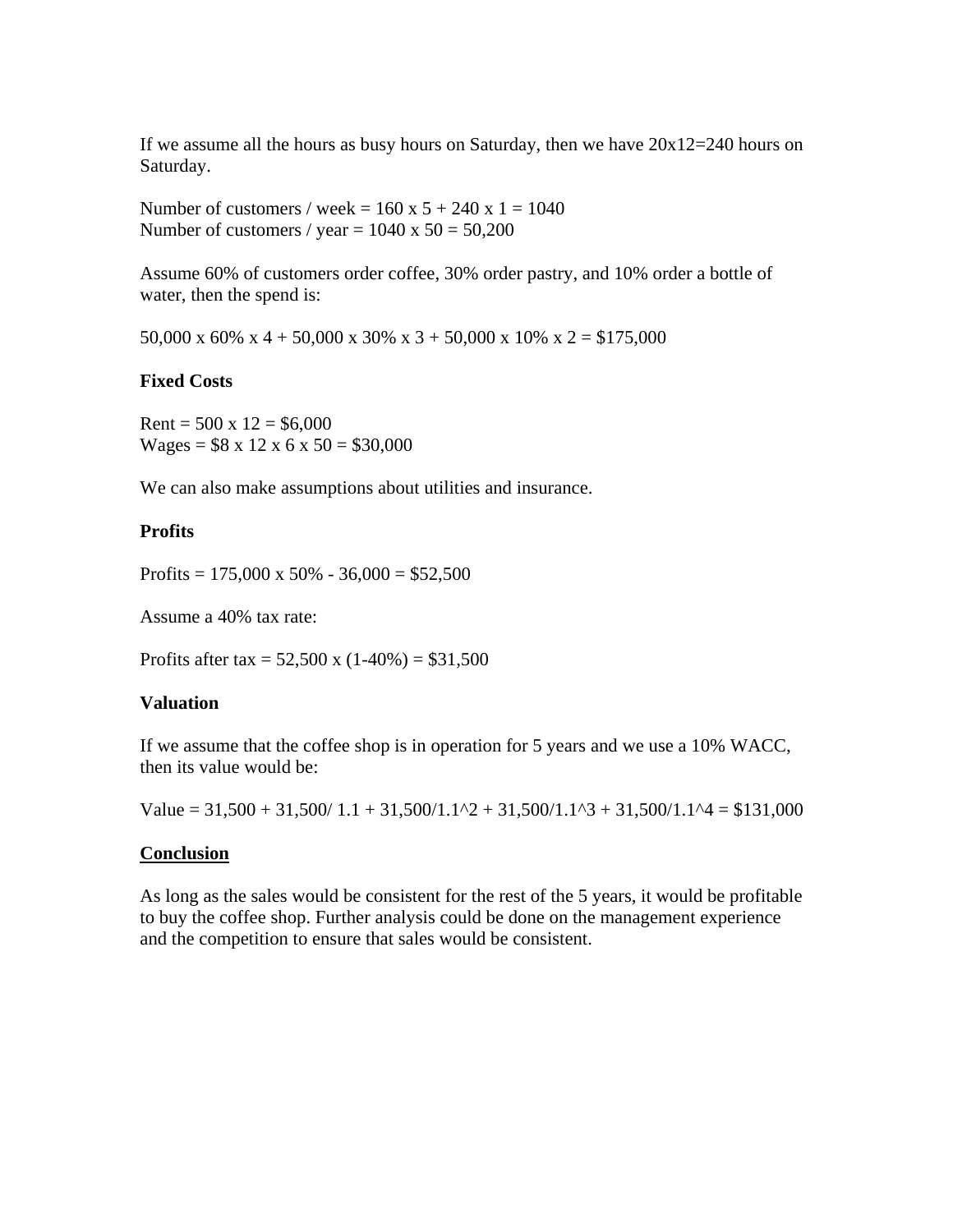If we assume all the hours as busy hours on Saturday, then we have 20x12=240 hours on Saturday.

Number of customers / week = 160 x 5 + 240 x 1 = 1040
Number of customers / year = 1040 x 50 = 50,200

Assume 60% of customers order coffee, 30% order pastry, and 10% order a bottle of water, then the spend is:

50,000 x 60% x 4 + 50,000 x 30% x 3 + 50,000 x 10% x 2 = $175,000

**Fixed Costs**

Rent = 500 x 12 = $6,000
Wages = $8 x 12 x 6 x 50 = $30,000

We can also make assumptions about utilities and insurance.

**Profits**

Profits = 175,000 x 50% - 36,000 = $52,500

Assume a 40% tax rate:

Profits after tax = 52,500 x (1-40%) = $31,500

**Valuation**

If we assume that the coffee shop is in operation for 5 years and we use a 10% WACC, then its value would be:

Value = 31,500 + 31,500/ 1.1 + 31,500/1.1^2 + 31,500/1.1^3 + 31,500/1.1^4 = $131,000

**Conclusion**

As long as the sales would be consistent for the rest of the 5 years, it would be profitable to buy the coffee shop. Further analysis could be done on the management experience and the competition to ensure that sales would be consistent.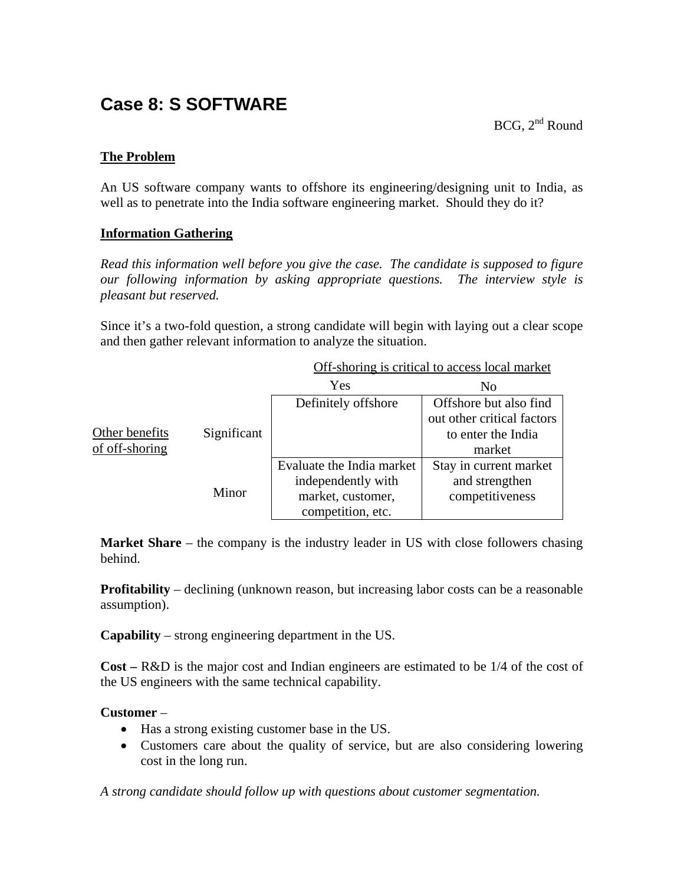# Case 8: S SOFTWARE

BCG, 2nd Round

**The Problem**

An US software company wants to offshore its engineering/designing unit to India, as well as to penetrate into the India software engineering market. Should they do it?

**Information Gathering**

*Read this information well before you give the case. The candidate is supposed to figure our following information by asking appropriate questions. The interview style is pleasant but reserved.*

Since it's a two-fold question, a strong candidate will begin with laying out a clear scope and then gather relevant information to analyze the situation.

| | | Off-shoring is critical to access local market | |
|---|---|---|---|
| | | Yes | No |
| Other benefits of off-shoring | Significant | Definitely offshore | Offshore but also find out other critical factors to enter the India market |
| | Minor | Evaluate the India market independently with market, customer, competition, etc. | Stay in current market and strengthen competitiveness |

**Market Share** – the company is the industry leader in US with close followers chasing behind.

**Profitability** – declining (unknown reason, but increasing labor costs can be a reasonable assumption).

**Capability** – strong engineering department in the US.

**Cost –** R&D is the major cost and Indian engineers are estimated to be 1/4 of the cost of the US engineers with the same technical capability.

**Customer** –

- Has a strong existing customer base in the US.
- Customers care about the quality of service, but are also considering lowering cost in the long run.

*A strong candidate should follow up with questions about customer segmentation.*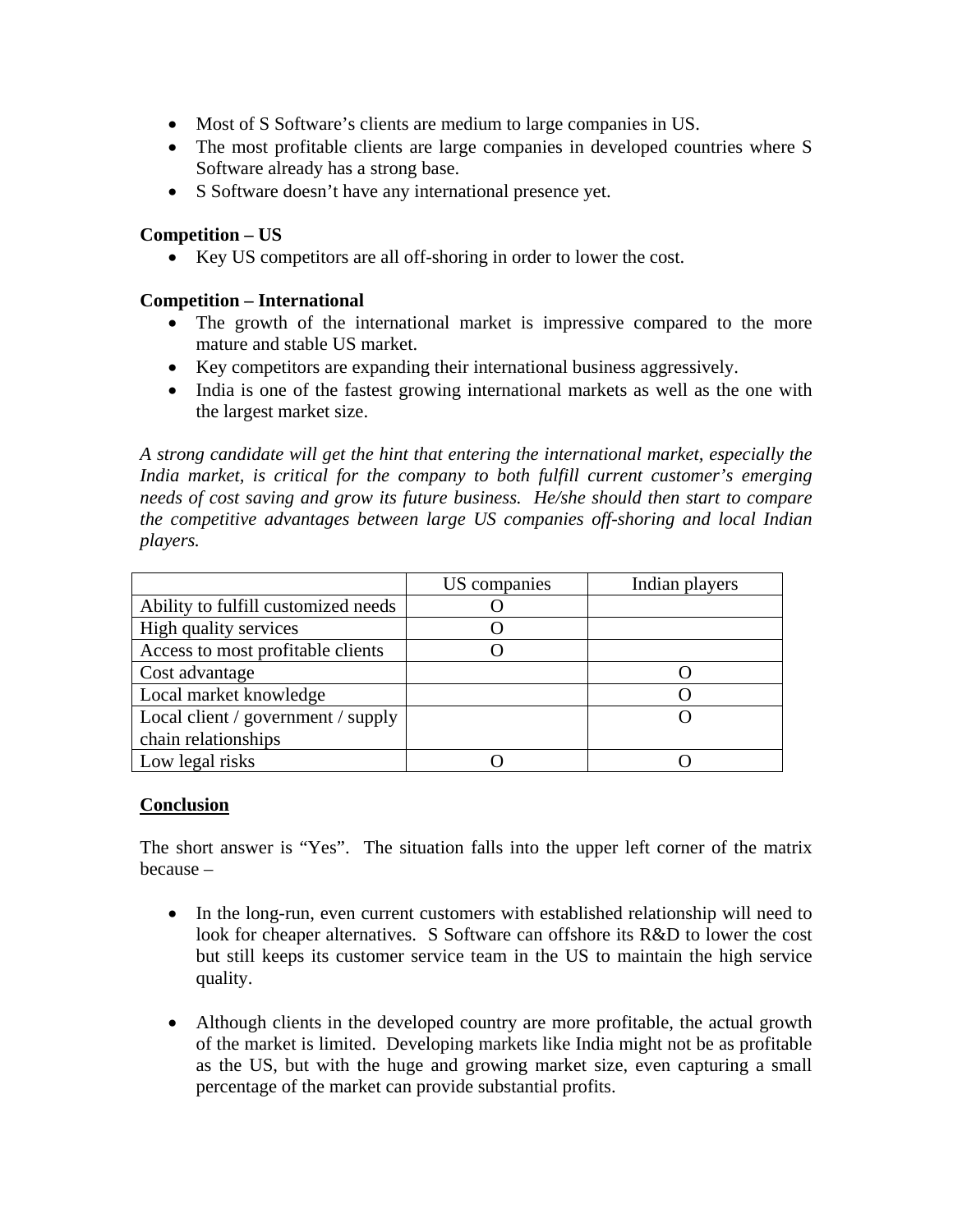- Most of S Software's clients are medium to large companies in US.
- The most profitable clients are large companies in developed countries where S Software already has a strong base.
- S Software doesn't have any international presence yet.

**Competition – US**

- Key US competitors are all off-shoring in order to lower the cost.

**Competition – International**

- The growth of the international market is impressive compared to the more mature and stable US market.
- Key competitors are expanding their international business aggressively.
- India is one of the fastest growing international markets as well as the one with the largest market size.

*A strong candidate will get the hint that entering the international market, especially the India market, is critical for the company to both fulfill current customer's emerging needs of cost saving and grow its future business. He/she should then start to compare the competitive advantages between large US companies off-shoring and local Indian players.*

| | US companies | Indian players |
|---|---|---|
| Ability to fulfill customized needs | O | |
| High quality services | O | |
| Access to most profitable clients | O | |
| Cost advantage | | O |
| Local market knowledge | | O |
| Local client / government / supply chain relationships | | O |
| Low legal risks | O | O |

**Conclusion**

The short answer is "Yes". The situation falls into the upper left corner of the matrix because –

- In the long-run, even current customers with established relationship will need to look for cheaper alternatives. S Software can offshore its R&D to lower the cost but still keeps its customer service team in the US to maintain the high service quality.

- Although clients in the developed country are more profitable, the actual growth of the market is limited. Developing markets like India might not be as profitable as the US, but with the huge and growing market size, even capturing a small percentage of the market can provide substantial profits.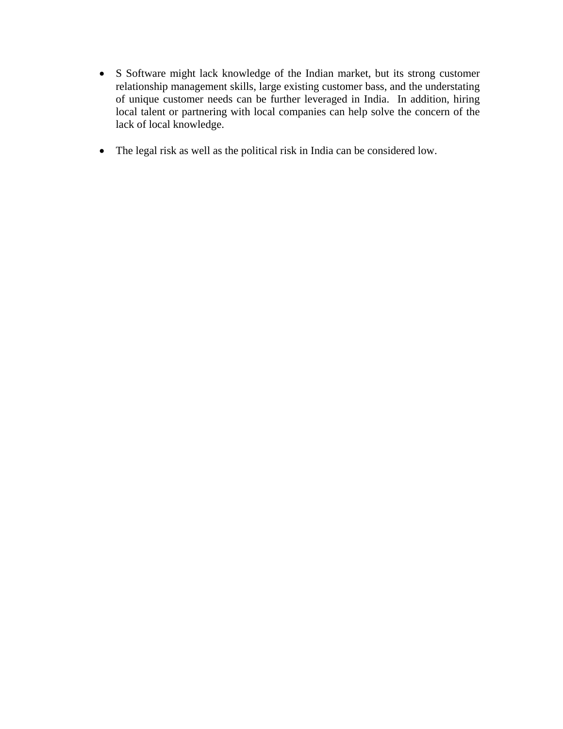- S Software might lack knowledge of the Indian market, but its strong customer relationship management skills, large existing customer bass, and the understating of unique customer needs can be further leveraged in India. In addition, hiring local talent or partnering with local companies can help solve the concern of the lack of local knowledge.

- The legal risk as well as the political risk in India can be considered low.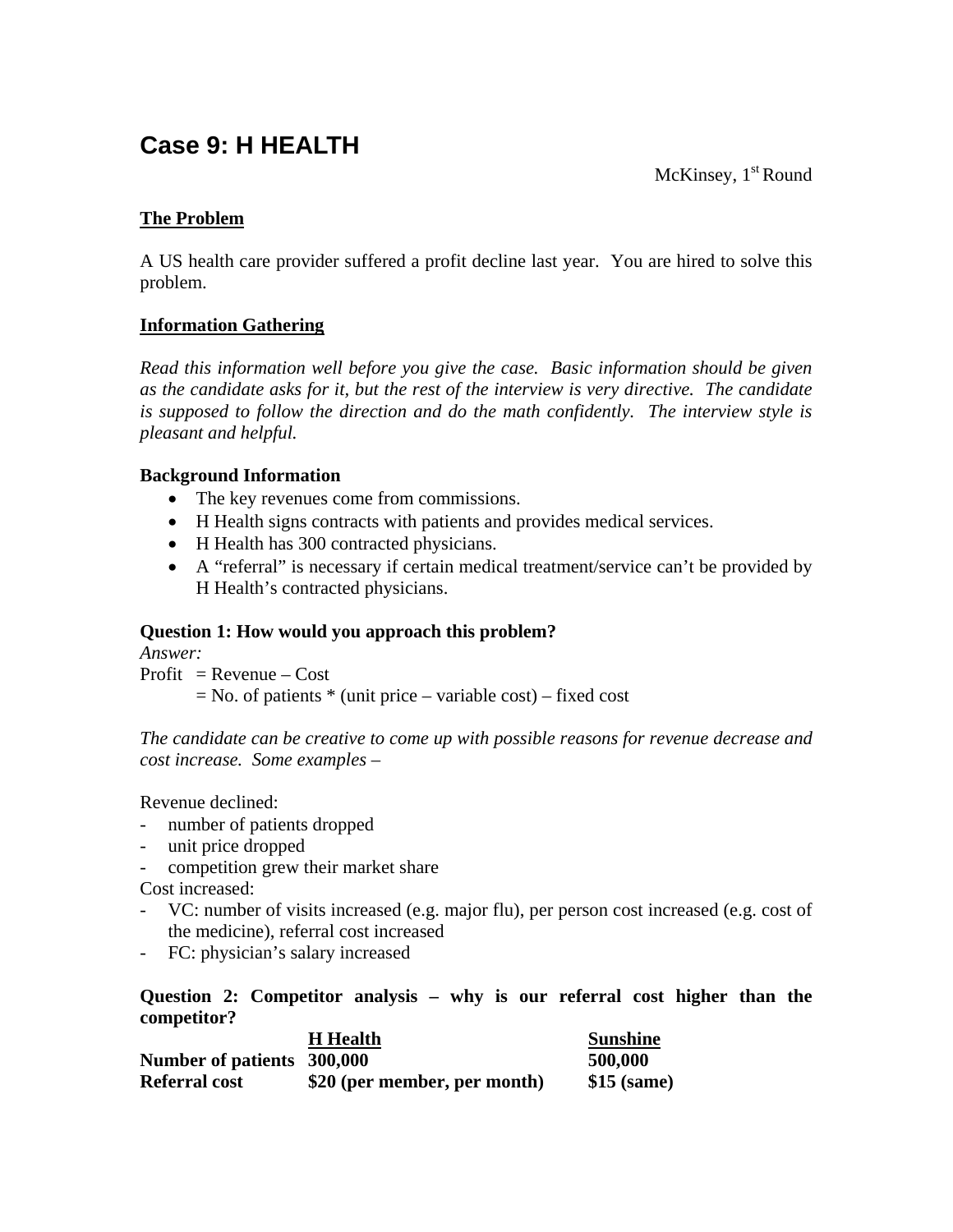# Case 9: H HEALTH

McKinsey, 1st Round

**The Problem**

A US health care provider suffered a profit decline last year. You are hired to solve this problem.

**Information Gathering**

*Read this information well before you give the case. Basic information should be given as the candidate asks for it, but the rest of the interview is very directive. The candidate is supposed to follow the direction and do the math confidently. The interview style is pleasant and helpful.*

**Background Information**

- The key revenues come from commissions.
- H Health signs contracts with patients and provides medical services.
- H Health has 300 contracted physicians.
- A "referral" is necessary if certain medical treatment/service can't be provided by H Health's contracted physicians.

**Question 1: How would you approach this problem?**

*Answer:*

Profit = Revenue – Cost
= No. of patients * (unit price – variable cost) – fixed cost

*The candidate can be creative to come up with possible reasons for revenue decrease and cost increase. Some examples –*

Revenue declined:
- number of patients dropped
- unit price dropped
- competition grew their market share

Cost increased:
- VC: number of visits increased (e.g. major flu), per person cost increased (e.g. cost of the medicine), referral cost increased
- FC: physician's salary increased

**Question 2: Competitor analysis – why is our referral cost higher than the competitor?**

| | H Health | Sunshine |
|---|---|---|
| **Number of patients** | **300,000** | **500,000** |
| **Referral cost** | **$20 (per member, per month)** | **$15 (same)** |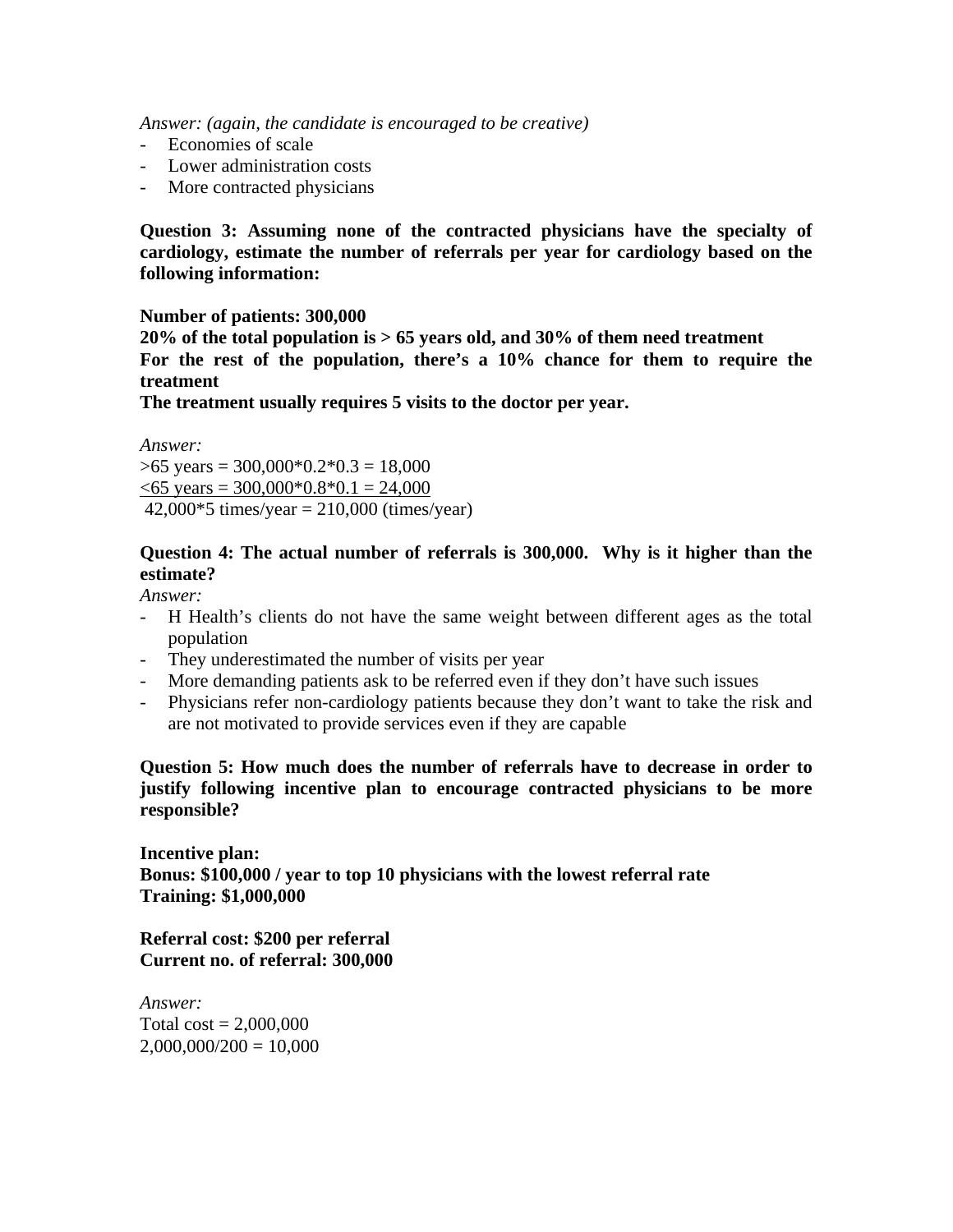*Answer: (again, the candidate is encouraged to be creative)*

- Economies of scale
- Lower administration costs
- More contracted physicians

**Question 3: Assuming none of the contracted physicians have the specialty of cardiology, estimate the number of referrals per year for cardiology based on the following information:**

**Number of patients: 300,000**
**20% of the total population is > 65 years old, and 30% of them need treatment**
**For the rest of the population, there's a 10% chance for them to require the treatment**
**The treatment usually requires 5 visits to the doctor per year.**

*Answer:*
>65 years = 300,000*0.2*0.3 = 18,000
<u><65 years = 300,000*0.8*0.1 = 24,000</u>
42,000*5 times/year = 210,000 (times/year)

**Question 4: The actual number of referrals is 300,000. Why is it higher than the estimate?**
*Answer:*

- H Health's clients do not have the same weight between different ages as the total population
- They underestimated the number of visits per year
- More demanding patients ask to be referred even if they don't have such issues
- Physicians refer non-cardiology patients because they don't want to take the risk and are not motivated to provide services even if they are capable

**Question 5: How much does the number of referrals have to decrease in order to justify following incentive plan to encourage contracted physicians to be more responsible?**

**Incentive plan:**
**Bonus: $100,000 / year to top 10 physicians with the lowest referral rate**
**Training: $1,000,000**

**Referral cost: $200 per referral**
**Current no. of referral: 300,000**

*Answer:*
Total cost = 2,000,000
2,000,000/200 = 10,000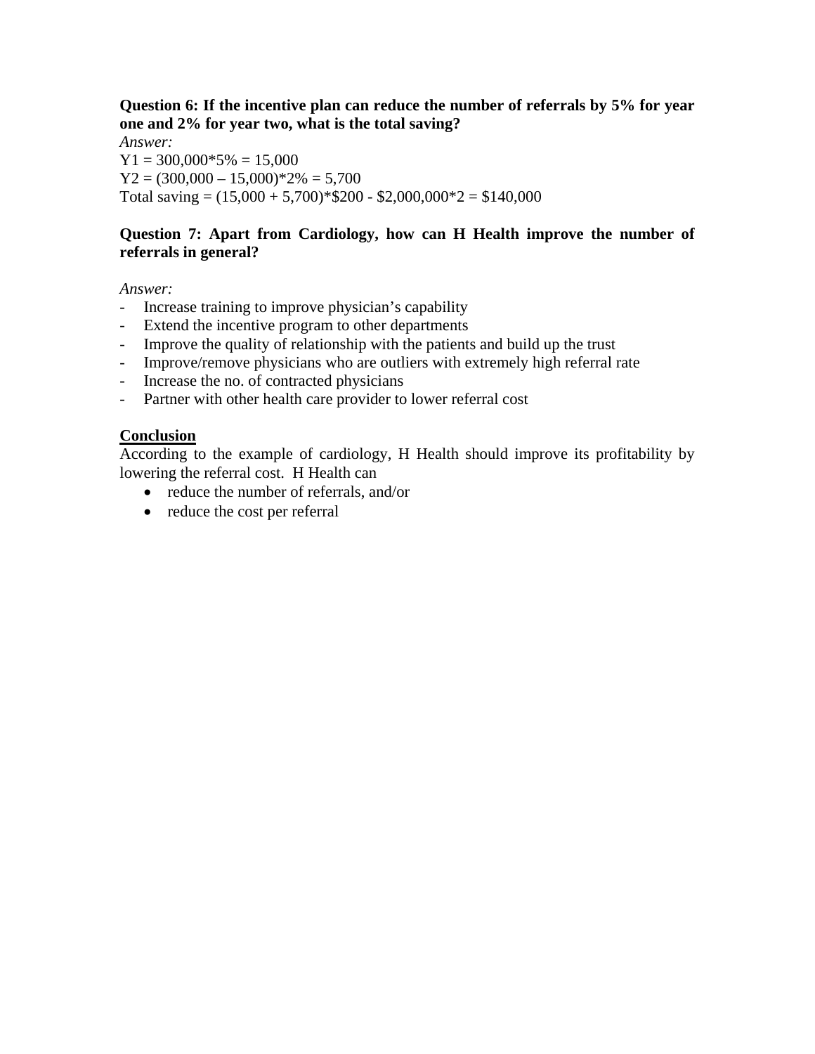**Question 6: If the incentive plan can reduce the number of referrals by 5% for year one and 2% for year two, what is the total saving?**

*Answer:*

Y1 = 300,000*5% = 15,000

Y2 = (300,000 – 15,000)*2% = 5,700

Total saving = (15,000 + 5,700)*$200 - $2,000,000*2 = $140,000

**Question 7: Apart from Cardiology, how can H Health improve the number of referrals in general?**

*Answer:*

- Increase training to improve physician's capability
- Extend the incentive program to other departments
- Improve the quality of relationship with the patients and build up the trust
- Improve/remove physicians who are outliers with extremely high referral rate
- Increase the no. of contracted physicians
- Partner with other health care provider to lower referral cost

**<u>Conclusion</u>**

According to the example of cardiology, H Health should improve its profitability by lowering the referral cost. H Health can

- reduce the number of referrals, and/or
- reduce the cost per referral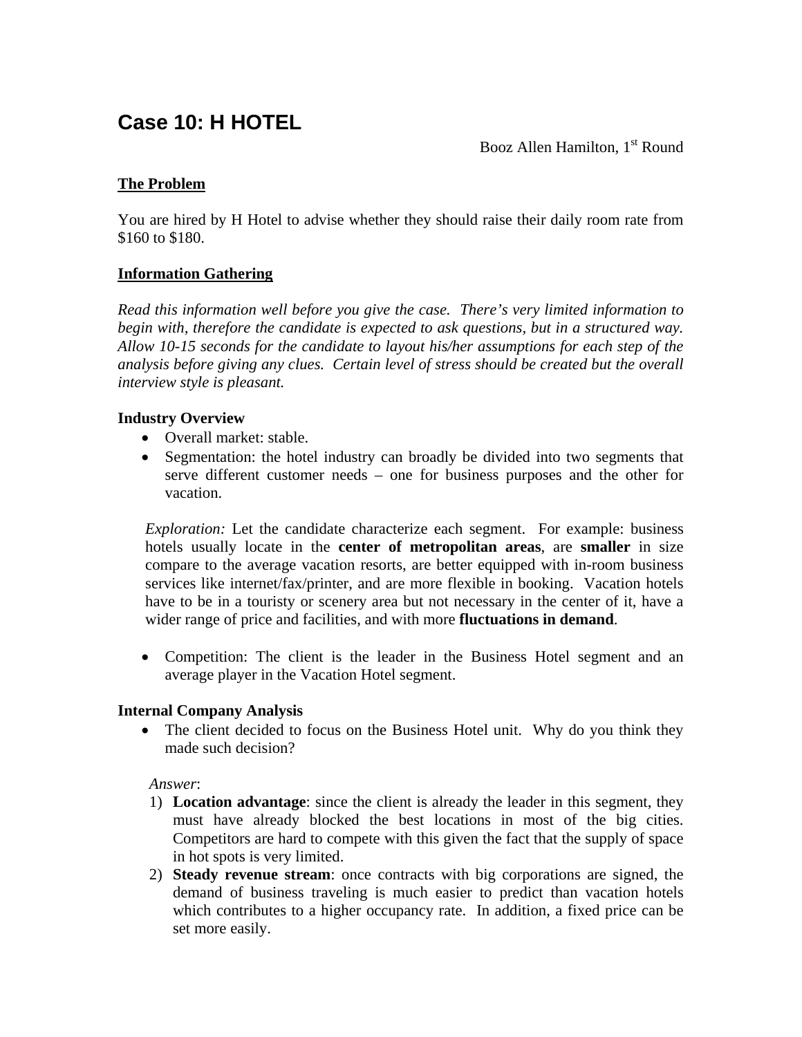# Case 10: H HOTEL

Booz Allen Hamilton, 1st Round

## The Problem

You are hired by H Hotel to advise whether they should raise their daily room rate from \$160 to \$180.

## Information Gathering

*Read this information well before you give the case. There's very limited information to begin with, therefore the candidate is expected to ask questions, but in a structured way. Allow 10-15 seconds for the candidate to layout his/her assumptions for each step of the analysis before giving any clues. Certain level of stress should be created but the overall interview style is pleasant.*

### Industry Overview

- Overall market: stable.
- Segmentation: the hotel industry can broadly be divided into two segments that serve different customer needs – one for business purposes and the other for vacation.

  *Exploration:* Let the candidate characterize each segment. For example: business hotels usually locate in the **center of metropolitan areas**, are **smaller** in size compare to the average vacation resorts, are better equipped with in-room business services like internet/fax/printer, and are more flexible in booking. Vacation hotels have to be in a touristy or scenery area but not necessary in the center of it, have a wider range of price and facilities, and with more **fluctuations in demand**.

- Competition: The client is the leader in the Business Hotel segment and an average player in the Vacation Hotel segment.

### Internal Company Analysis

- The client decided to focus on the Business Hotel unit. Why do you think they made such decision?

  *Answer*:

  1) **Location advantage**: since the client is already the leader in this segment, they must have already blocked the best locations in most of the big cities. Competitors are hard to compete with this given the fact that the supply of space in hot spots is very limited.
  2) **Steady revenue stream**: once contracts with big corporations are signed, the demand of business traveling is much easier to predict than vacation hotels which contributes to a higher occupancy rate. In addition, a fixed price can be set more easily.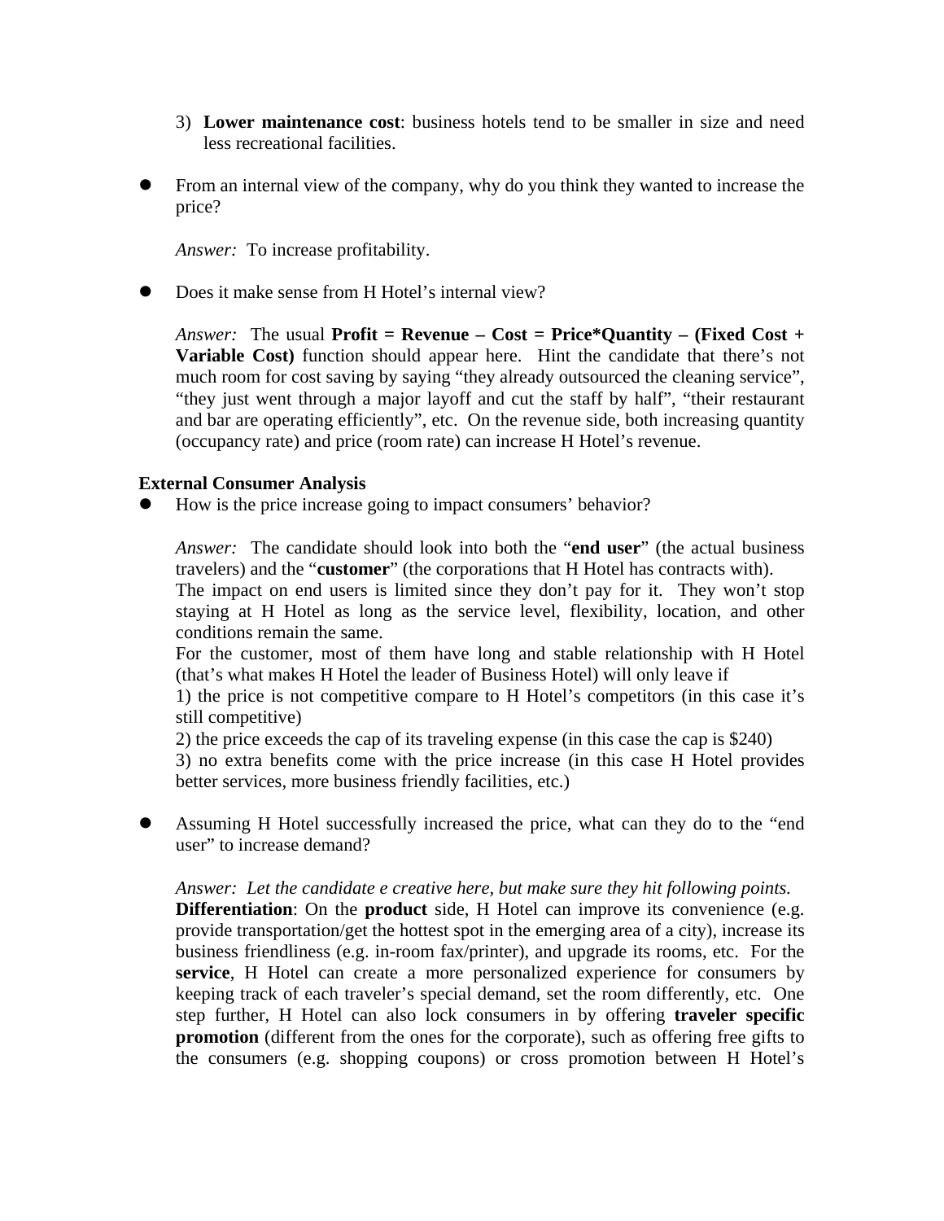3) **Lower maintenance cost**: business hotels tend to be smaller in size and need less recreational facilities.

- From an internal view of the company, why do you think they wanted to increase the price?

  *Answer:* To increase profitability.

- Does it make sense from H Hotel's internal view?

  *Answer:* The usual **Profit = Revenue – Cost = Price*Quantity – (Fixed Cost + Variable Cost)** function should appear here. Hint the candidate that there's not much room for cost saving by saying "they already outsourced the cleaning service", "they just went through a major layoff and cut the staff by half", "their restaurant and bar are operating efficiently", etc. On the revenue side, both increasing quantity (occupancy rate) and price (room rate) can increase H Hotel's revenue.

**External Consumer Analysis**

- How is the price increase going to impact consumers' behavior?

  *Answer:* The candidate should look into both the "**end user**" (the actual business travelers) and the "**customer**" (the corporations that H Hotel has contracts with).
  The impact on end users is limited since they don't pay for it. They won't stop staying at H Hotel as long as the service level, flexibility, location, and other conditions remain the same.
  For the customer, most of them have long and stable relationship with H Hotel (that's what makes H Hotel the leader of Business Hotel) will only leave if
  1) the price is not competitive compare to H Hotel's competitors (in this case it's still competitive)
  2) the price exceeds the cap of its traveling expense (in this case the cap is $240)
  3) no extra benefits come with the price increase (in this case H Hotel provides better services, more business friendly facilities, etc.)

- Assuming H Hotel successfully increased the price, what can they do to the "end user" to increase demand?

  *Answer: Let the candidate e creative here, but make sure they hit following points.*
  **Differentiation**: On the **product** side, H Hotel can improve its convenience (e.g. provide transportation/get the hottest spot in the emerging area of a city), increase its business friendliness (e.g. in-room fax/printer), and upgrade its rooms, etc. For the **service**, H Hotel can create a more personalized experience for consumers by keeping track of each traveler's special demand, set the room differently, etc. One step further, H Hotel can also lock consumers in by offering **traveler specific promotion** (different from the ones for the corporate), such as offering free gifts to the consumers (e.g. shopping coupons) or cross promotion between H Hotel's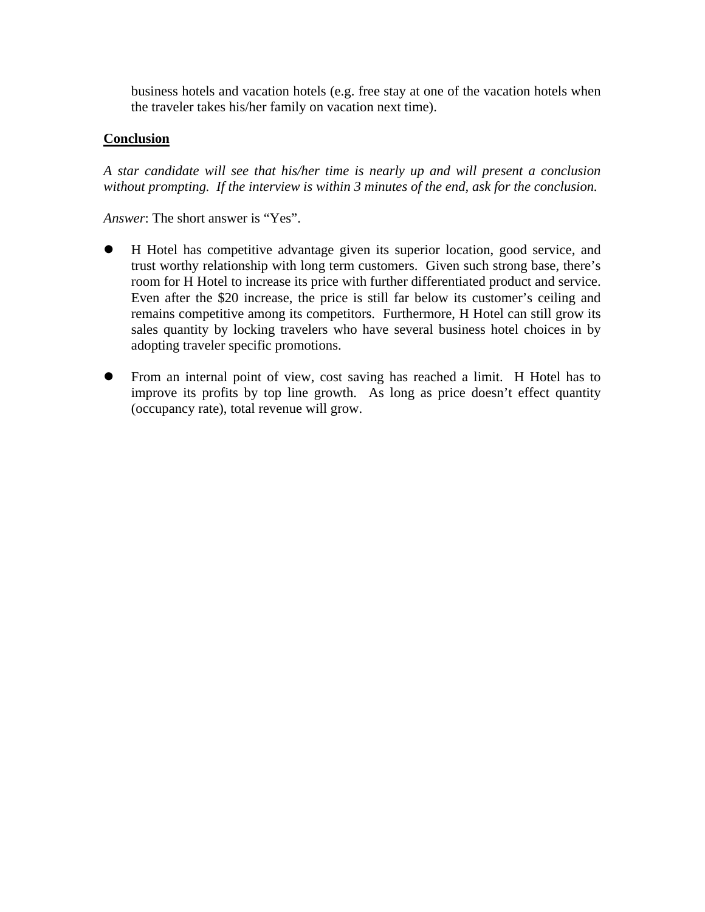business hotels and vacation hotels (e.g. free stay at one of the vacation hotels when the traveler takes his/her family on vacation next time).

**Conclusion**

*A star candidate will see that his/her time is nearly up and will present a conclusion without prompting. If the interview is within 3 minutes of the end, ask for the conclusion.*

*Answer*: The short answer is "Yes".

- H Hotel has competitive advantage given its superior location, good service, and trust worthy relationship with long term customers. Given such strong base, there's room for H Hotel to increase its price with further differentiated product and service. Even after the $20 increase, the price is still far below its customer's ceiling and remains competitive among its competitors. Furthermore, H Hotel can still grow its sales quantity by locking travelers who have several business hotel choices in by adopting traveler specific promotions.

- From an internal point of view, cost saving has reached a limit. H Hotel has to improve its profits by top line growth. As long as price doesn't effect quantity (occupancy rate), total revenue will grow.